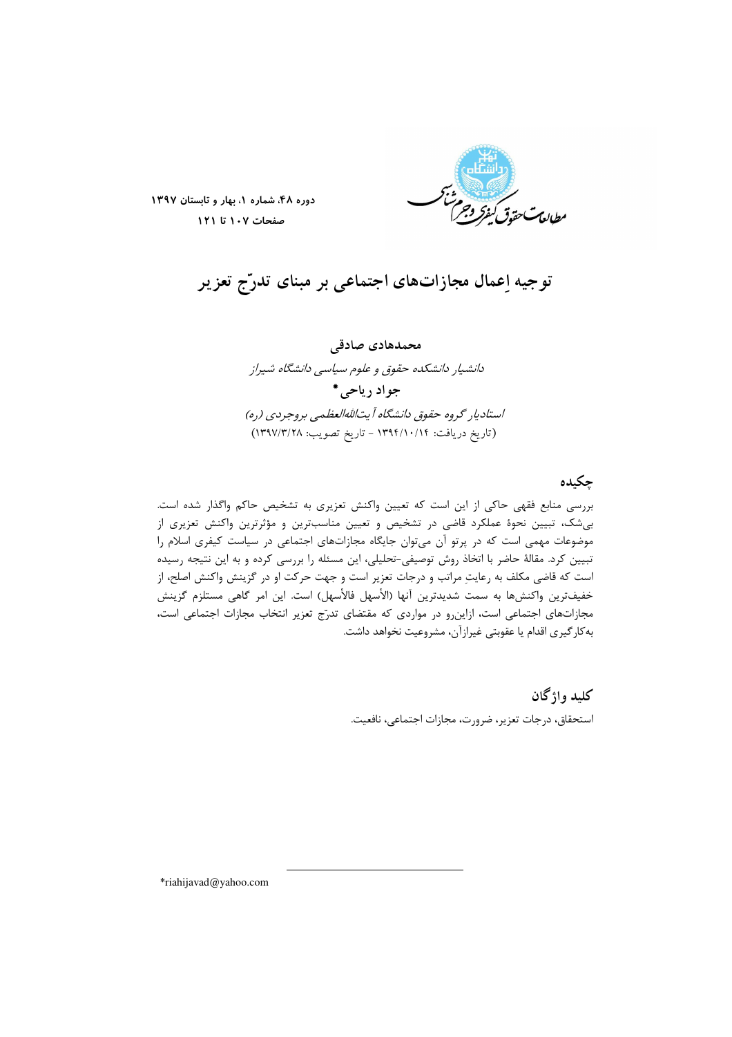# توجیه اِعمال مجازات‌های اجتماعی بر مبنای تدرّج تعزیر

**محمدهادی صادقی**

*دانشیار دانشکده حقوق و علوم سیاسی دانشگاه شیراز*

**جواد ریاحی***

*استادیار گروه حقوق دانشگاه آیت‌الله‌العظمی بروجردی (ره)*

(تاریخ دریافت: ۱۳۹۴/۱۰/۱۴ - تاریخ تصویب: ۱۳۹۷/۳/۲۸)

## چکیده

بررسی منابع فقهی حاکی از این است که تعیین واکنش تعزیری به تشخیص حاکم واگذار شده است. بی‌شک، تبیین نحوهٔ عملکرد قاضی در تشخیص و تعیین مناسب‌ترین و مؤثرترین واکنش تعزیری از موضوعات مهمی است که در پرتو آن می‌توان جایگاه مجازات‌های اجتماعی در سیاست کیفری اسلام را تبیین کرد. مقالهٔ حاضر با اتخاذ روش توصیفی-تحلیلی، این مسئله را بررسی کرده و به این نتیجه رسیده است که قاضی مکلف به رعایتِ مراتب و درجات تعزیر است و جهت حرکت او در گزینش واکنش اصلح، از خفیف‌ترین واکنش‌ها به سمت شدیدترین آنها (الأسهل فالأسهل) است. این امر گاهی مستلزم گزینش مجازات‌های اجتماعی است، ازاین‌رو در مواردی که مقتضای تدرّج تعزیر انتخاب مجازات اجتماعی است، به‌کارگیری اقدام یا عقوبتی غیرازآن، مشروعیت نخواهد داشت.

## کلید واژگان

استحقاق، درجات تعزیر، ضرورت، مجازات اجتماعی، نافعیت.

*riahijavad@yahoo.com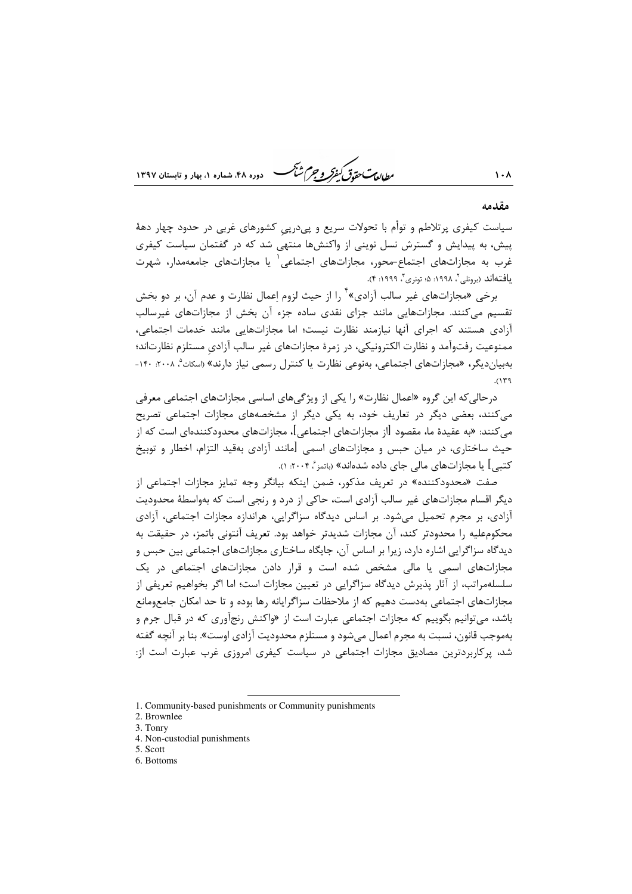## مقدمه

سیاست کیفری پرتلاطم و توأم با تحولات سریع و پی‌درپیِ کشورهای غربی در حدود چهار دههٔ پیش، به پیدایش و گسترش نسل نوینی از واکنش‌ها منتهی شد که در گفتمان سیاست کیفری غرب به مجازات‌های اجتماع-محور، مجازات‌های اجتماعی[1] یا مجازات‌های جامعه‌مدار، شهرت یافته‌اند (برونلی[2]، ۱۹۹۸: ۵؛ تونری[3]، ۱۹۹۹: ۴).

برخی «مجازات‌های غیر سالب آزادی»[4] را از حیث لزوم اِعمال نظارت و عدم آن، بر دو بخش تقسیم می‌کنند. مجازات‌هایی مانند جزای نقدی ساده جزء آن بخش از مجازات‌های غیرسالب آزادی هستند که اجرای آنها نیازمند نظارت نیست؛ اما مجازات‌هایی مانند خدمات اجتماعی، ممنوعیت رفت‌وآمد و نظارت الکترونیکی، در زمرهٔ مجازات‌های غیر سالب آزادیِ مستلزم نظارت‌اند؛ به‌بیان‌دیگر، «مجازات‌های اجتماعی، به‌نوعی نظارت یا کنترل رسمی نیاز دارند» (اسکات[5]، ۲۰۰۸: ۱۴۰-۱۳۹).

درحالی‌که این گروه «اعمال نظارت» را یکی از ویژگی‌های اساسی مجازات‌های اجتماعی معرفی می‌کنند، بعضی دیگر در تعاریف خود، به یکی دیگر از مشخصه‌های مجازات اجتماعی تصریح می‌کنند: «به عقیدهٔ ما، مقصود [از مجازات‌های اجتماعی]، مجازات‌های محدودکننده‌ای است که از حیث ساختاری، در میان حبس و مجازات‌های اسمی [مانند آزادی به‌قید التزام، اخطار و توبیخ کتبی] یا مجازات‌های مالی جای داده شده‌اند» (باتمز[6]، ۲۰۰۴: ۱).

صفت «محدودکننده» در تعریف مذکور، ضمن اینکه بیانگر وجه تمایز مجازات اجتماعی از دیگر اقسام مجازات‌های غیر سالب آزادی است، حاکی از درد و رنجی است که به‌واسطهٔ محدودیت آزادی، بر مجرم تحمیل می‌شود. بر اساس دیدگاه سزاگرایی، هراندازه مجازات اجتماعی، آزادی محکوم‌علیه را محدودتر کند، آن مجازات شدیدتر خواهد بود. تعریف آنتونی باتمز، در حقیقت به دیدگاه سزاگرایی اشاره دارد، زیرا بر اساس آن، جایگاه ساختاری مجازات‌های اجتماعی بین حبس و مجازات‌های اسمی یا مالی مشخص شده است و قرار دادن مجازات‌های اجتماعی در یک سلسله‌مراتب، از آثار پذیرش دیدگاه سزاگرایی در تعیین مجازات است؛ اما اگر بخواهیم تعریفی از مجازات‌های اجتماعی به‌دست دهیم که از ملاحظات سزاگرایانه رها بوده و تا حد امکان جامع‌ومانع باشد، می‌توانیم بگوییم که مجازات اجتماعی عبارت است از «واکنش رنج‌آوری که در قبال جرم و به‌موجب قانون، نسبت به مجرم اعمال می‌شود و مستلزم محدودیت آزادی اوست». بنا بر آنچه گفته شد، پرکاربردترین مصادیق مجازات اجتماعی در سیاست کیفری امروزی غرب عبارت است از:

---

1. Community-based punishments or Community punishments
2. Brownlee
3. Tonry
4. Non-custodial punishments
5. Scott
6. Bottoms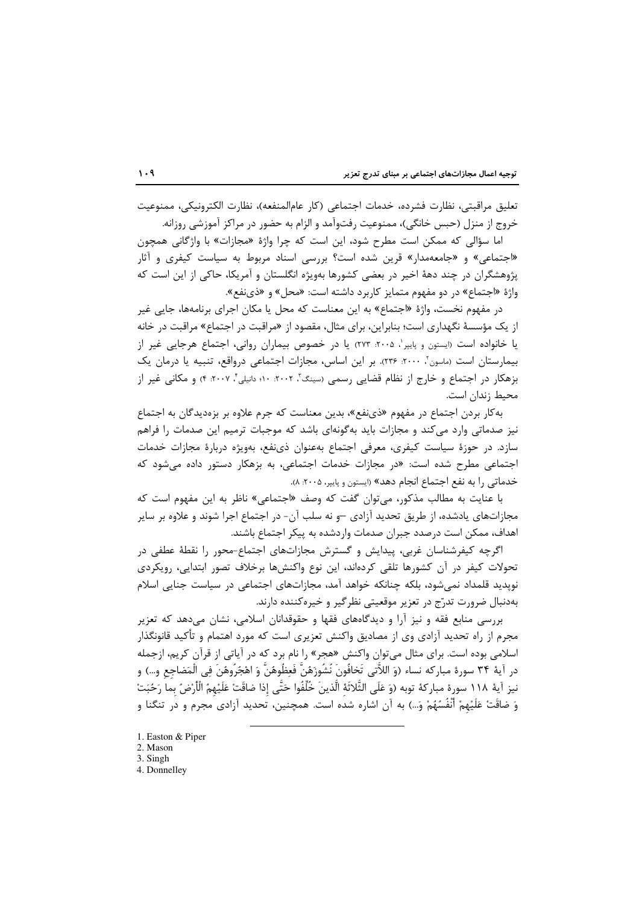تعلیق مراقبتی، نظارت فشرده، خدمات اجتماعی (کار عام‌المنفعه)، نظارت الکترونیکی، ممنوعیت خروج از منزل (حبس خانگی)، ممنوعیت رفت‌وآمد و الزام به حضور در مراکز آموزشی روزانه.

اما سؤالی که ممکن است مطرح شود، این است که چرا واژۀ «مجازات» با واژگانی همچون «اجتماعی» و «جامعه‌مدار» قرین شده است؟ بررسی اسناد مربوط به سیاست کیفری و آثار پژوهشگران در چند دهۀ اخیر در بعضی کشورها به‌ویژه انگلستان و آمریکا، حاکی از این است که واژۀ «اجتماع» در دو مفهوم متمایز کاربرد داشته است: «محل» و «ذی‌نفع».

در مفهوم نخست، واژۀ «اجتماع» به این معناست که محل یا مکان اجرای برنامه‌ها، جایی غیر از یک مؤسسۀ نگهداری است؛ بنابراین، برای مثال، مقصود از «مراقبت در اجتماع» مراقبت در خانه یا خانواده است (ایستون و پایپر[1]، ۲۰۰۵: ۲۷۳) یا در خصوص بیماران روانی، اجتماع هرجایی غیر از بیمارستان است (ماسون[2]، ۲۰۰۰: ۲۳۶). بر این اساس، مجازات اجتماعی درواقع، تنبیه یا درمان یک بزهکار در اجتماع و خارج از نظام قضایی رسمی (سینگ[3]، ۲۰۰۲: ۱۰؛ دانیلی[4]، ۲۰۰۷: ۴) و مکانی غیر از محیط زندان است.

به‌کار بردن اجتماع در مفهوم «ذی‌نفع»، بدین معناست که جرم علاوه بر بزه‌دیدگان به اجتماع نیز صدماتی وارد می‌کند و مجازات باید به‌گونه‌ای باشد که موجبات ترمیم این صدمات را فراهم سازد. در حوزۀ سیاست کیفری، معرفی اجتماع به‌عنوان ذی‌نفع، به‌ویژه دربارۀ مجازات خدمات اجتماعی مطرح شده است: «در مجازات خدمات اجتماعی، به بزهکار دستور داده می‌شود که خدماتی را به نفع اجتماع انجام دهد» (ایستون و پایپر، ۲۰۰۵: ۸).

با عنایت به مطالب مذکور، می‌توان گفت که وصف «اجتماعی» ناظر به این مفهوم است که مجازات‌های یادشده، از طریق تحدید آزادی –و نه سلب آن- در اجتماع اجرا شوند و علاوه بر سایر اهداف، ممکن است درصدد جبران صدمات واردشده به پیکر اجتماع باشند.

اگرچه کیفرشناسان غربی، پیدایش و گسترش مجازات‌های اجتماع-محور را نقطۀ عطفی در تحولات کیفر در آن کشورها تلقی کرده‌اند، این نوع واکنش‌ها برخلاف تصور ابتدایی، رویکردی نوپدید قلمداد نمی‌شود، بلکه چنانکه خواهد آمد، مجازات‌های اجتماعی در سیاست جنایی اسلام به‌دنبال ضرورت تدرّج در تعزیر موقعیتی نظرگیر و خیره‌کننده دارند.

بررسی منابع فقه و نیز آرا و دیدگاه‌های فقها و حقوقدانان اسلامی، نشان می‌دهد که تعزیر مجرم از راه تحدید آزادی وی از مصادیق واکنش تعزیری است که مورد اهتمام و تأکید قانونگذار اسلامی بوده است. برای مثال می‌توان واکنش «هجر» را نام برد که در آیاتی از قرآن کریم، ازجمله در آیۀ ۳۴ سورۀ مبارکه نساء (وَ اللاَّتی‏ تَخافُونَ نُشُوزَهُنَّ فَعِظُوهُنَّ وَ اهْجُرُوهُنَّ فِی الْمَضاجِعِ و...) و نیز آیۀ ۱۱۸ سورۀ مبارکۀ توبه (وَ عَلَى الثَّلاثَةِ الَّذینَ خُلِّفُوا حَتَّى إِذا ضاقَتْ عَلَیْهِمُ الْأَرْضُ بِما رَحُبَتْ وَ ضاقَتْ عَلَیْهِمْ أَنْفُسُهُمْ وَ...) به آن اشاره شده است. همچنین، تحدید آزادی مجرم و در تنگنا و

---

1. Easton & Piper
2. Mason
3. Singh
4. Donnelley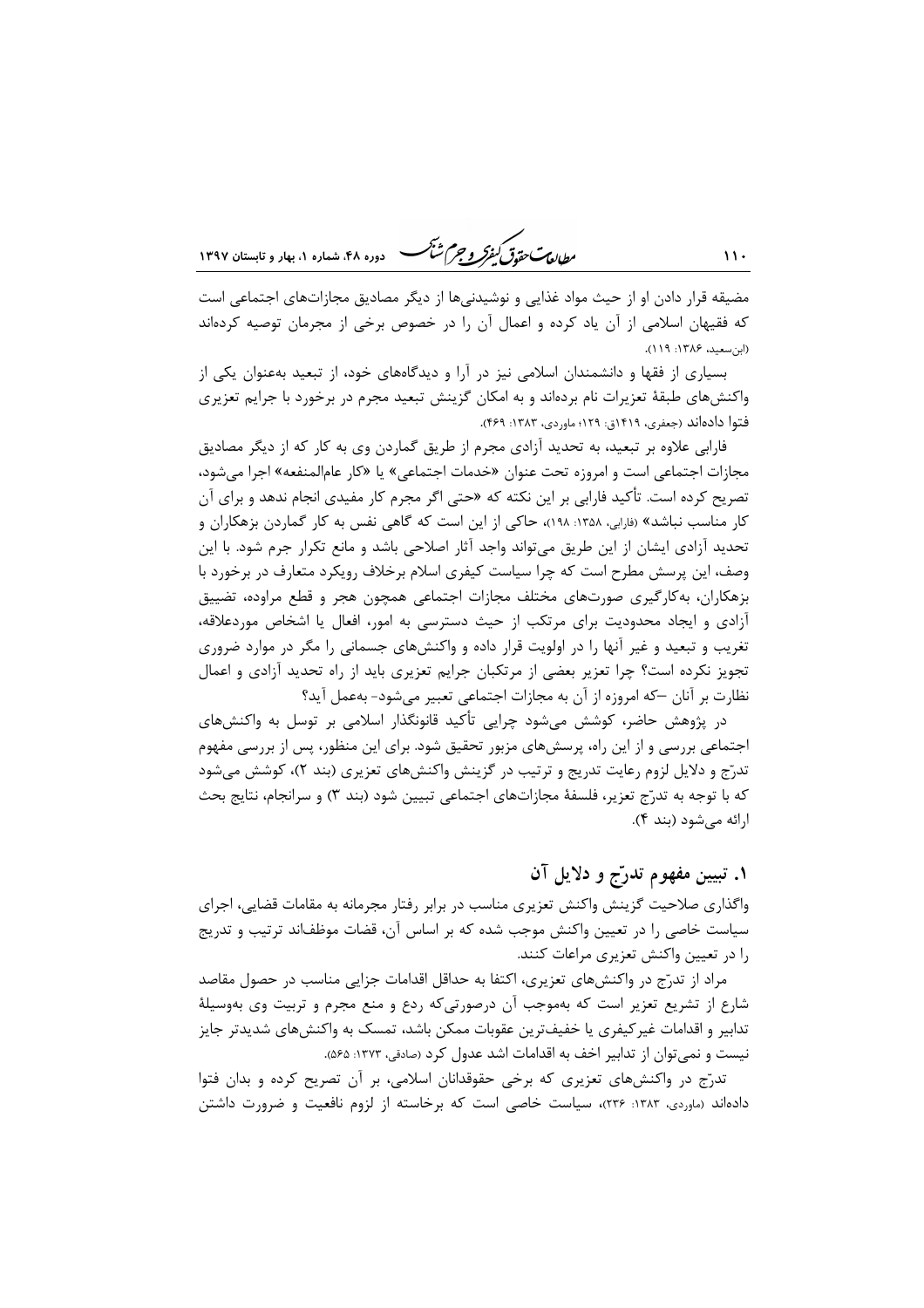مضیقه قرار دادن او از حیث مواد غذایی و نوشیدنی‌ها از دیگر مصادیق مجازات‌های اجتماعی است که فقیهان اسلامی از آن یاد کرده و اعمال آن را در خصوص برخی از مجرمان توصیه کرده‌اند (ابن‌سعید، ۱۳۸۶: ۱۱۹).

بسیاری از فقها و دانشمندان اسلامی نیز در آرا و دیدگاه‌های خود، از تبعید به‌عنوان یکی از واکنش‌های طبقهٔ تعزیرات نام برده‌اند و به امکان گزینش تبعید مجرم در برخورد با جرایم تعزیری فتوا داده‌اند (جعفری، ۱۴۱۹ق: ۱۲۹؛ ماوردی، ۱۳۸۳: ۴۶۹).

فارابی علاوه بر تبعید، به تحدید آزادی مجرم از طریق گماردن وی به کار که از دیگر مصادیق مجازات اجتماعی است و امروزه تحت عنوان «خدمات اجتماعی» یا «کار عام‌المنفعه» اجرا می‌شود، تصریح کرده است. تأکید فارابی بر این نکته که «حتی اگر مجرم کار مفیدی انجام ندهد و برای آن کار مناسب نباشد» (فارابی، ۱۳۵۸: ۱۹۸)، حاکی از این است که گاهی نفس به کار گماردن بزهکاران و تحدید آزادی ایشان از این طریق می‌تواند واجد آثار اصلاحی باشد و مانع تکرار جرم شود. با این وصف، این پرسش مطرح است که چرا سیاست کیفری اسلام برخلاف رویکرد متعارف در برخورد با بزهکاران، به‌کارگیری صورت‌های مختلف مجازات اجتماعی همچون هجر و قطع مراوده، تضییق آزادی و ایجاد محدودیت برای مرتکب از حیث دسترسی به امور، افعال یا اشخاص موردعلاقه، تغریب و تبعید و غیر آنها را در اولویت قرار داده و واکنش‌های جسمانی را مگر در موارد ضروری تجویز نکرده است؟ چرا تعزیر بعضی از مرتکبان جرایم تعزیری باید از راه تحدید آزادی و اعمال نظارت بر آنان –که امروزه از آن به مجازات اجتماعی تعبیر می‌شود- به‌عمل آید؟

در پژوهش حاضر، کوشش می‌شود چرایی تأکید قانونگذار اسلامی بر توسل به واکنش‌های اجتماعی بررسی و از این راه، پرسش‌های مزبور تحقیق شود. برای این منظور، پس از بررسی مفهوم تدرّج و دلایل لزوم رعایت تدریج و ترتیب در گزینش واکنش‌های تعزیری (بند ۲)، کوشش می‌شود که با توجه به تدرّج تعزیر، فلسفهٔ مجازات‌های اجتماعی تبیین شود (بند ۳) و سرانجام، نتایج بحث ارائه می‌شود (بند ۴).

## ۱. تبیین مفهوم تدرّج و دلایل آن

واگذاری صلاحیت گزینش واکنش تعزیری مناسب در برابر رفتار مجرمانه به مقامات قضایی، اجرای سیاست خاصی را در تعیین واکنش موجب شده که بر اساس آن، قضات موظف‌اند ترتیب و تدریج را در تعیین واکنش تعزیری مراعات کنند.

مراد از تدرّج در واکنش‌های تعزیری، اکتفا به حداقل اقدامات جزایی مناسب در حصول مقاصد شارع از تشریع تعزیر است که به‌موجب آن درصورتی‌که ردع و منع مجرم و تربیت وی به‌وسیلهٔ تدابیر و اقدامات غیرکیفری یا خفیف‌ترین عقوبات ممکن باشد، تمسک به واکنش‌های شدیدتر جایز نیست و نمی‌توان از تدابیر اخف به اقدامات اشد عدول کرد (صادقی، ۱۳۷۳: ۵۶۵).

تدرّج در واکنش‌های تعزیری که برخی حقوقدانان اسلامی، بر آن تصریح کرده و بدان فتوا داده‌اند (ماوردی، ۱۳۸۳: ۲۳۶)، سیاست خاصی است که برخاسته از لزوم نافعیت و ضرورت داشتن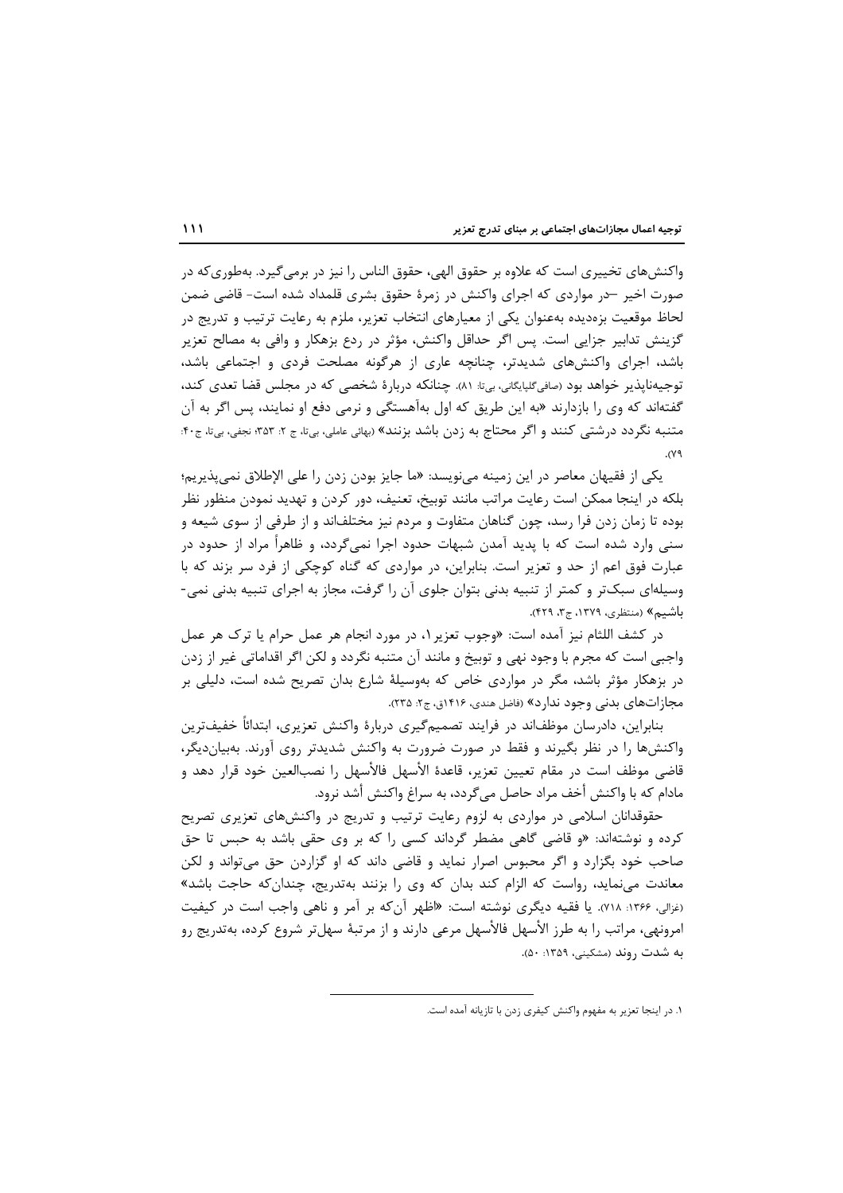واکنش‌های تخییری است که علاوه بر حقوق الهی، حقوق الناس را نیز دربرمی‌گیرد. به‌طوری‌که در صورت اخیر –در مواردی که اجرای واکنش در زمرهٔ حقوق بشری قلمداد شده است- قاضی ضمن لحاظ موقعیت بزه‌دیده به‌عنوان یکی از معیارهای انتخاب تعزیر، ملزم به رعایت ترتیب و تدریج در گزینش تدابیر جزایی است. پس اگر حداقل واکنش، مؤثر در ردع بزهکار و وافی به مصالح تعزیر باشد، اجرای واکنش‌های شدیدتر، چنانچه عاری از هرگونه مصلحت فردی و اجتماعی باشد، توجیه‌ناپذیر خواهد بود (صافی‌گلپایگانی، بی‌تا: ۸۱). چنانکه دربارهٔ شخصی که در مجلس قضا تعدی کند، گفته‌اند که وی را بازدارند «به این طریق که اول به‌آهستگی و نرمی دفع او نمایند، پس اگر به آن متنبه نگردد درشتی کنند و اگر محتاج به زدن باشد بزنند» (بهائی عاملی، بی‌تا، ج ۲: ۳۵۳؛ نجفی، بی‌تا، ج۴۰: ۷۹).

یکی از فقیهان معاصر در این زمینه می‌نویسد: «ما جایز بودن زدن را علی الإطلاق نمی‌پذیریم؛ بلکه در اینجا ممکن است رعایت مراتب مانند توبیخ، تعنیف، دور کردن و تهدید نمودن منظور نظر بوده تا زمان زدن فرا رسد، چون گناهان متفاوت و مردم نیز مختلف‌اند و از طرفی از سوی شیعه و سنی وارد شده است که با پدید آمدن شبهات حدود اجرا نمی‌گردد، و ظاهراً مراد از حدود در عبارت فوق اعم از حد و تعزیر است. بنابراین، در مواردی که گناه کوچکی از فرد سر بزند که با وسیله‌ای سبک‌تر و کمتر از تنبیه بدنی بتوان جلوی آن را گرفت، مجاز به اجرای تنبیه بدنی نمی‌باشیم» (منتظری، ۱۳۷۹، ج۳، ۴۲۹).

در کشف اللثام نیز آمده است: «وجوب تعزیر[۱]، در مورد انجام هر عمل حرام یا ترک هر عمل واجبی است که مجرم با وجود نهی و توبیخ و مانند آن متنبه نگردد و لکن اگر اقداماتی غیر از زدن در بزهکار مؤثر باشد، مگر در مواردی خاص که به‌وسیلهٔ شارع بدان تصریح شده است، دلیلی بر مجازات‌های بدنی وجود ندارد» (فاضل هندی، ۱۴۱۶ق، ج۲: ۲۳۵).

بنابراین، دادرسان موظف‌اند در فرایند تصمیم‌گیری دربارهٔ واکنش تعزیری، ابتدائاً خفیف‌ترین واکنش‌ها را در نظر بگیرند و فقط در صورت ضرورت به واکنش شدیدتر روی آورند. به‌بیان‌دیگر، قاضی موظف است در مقام تعیین تعزیر، قاعدهٔ الأسهل فالأسهل را نصب‌العین خود قرار دهد و مادام که با واکنش أخف مراد حاصل می‌گردد، به سراغ واکنش أشد نرود.

حقوقدانان اسلامی در مواردی به لزوم رعایت ترتیب و تدریج در واکنش‌های تعزیری تصریح کرده و نوشته‌اند: «و قاضی گاهی مضطر گرداند کسی را که بر وی حقی باشد به حبس تا حق صاحب خود بگزارد و اگر محبوس اصرار نماید و قاضی داند که او گزاردن حق می‌تواند و لکن معاندت می‌نماید، رواست که الزام کند بدان که وی را بزنند به‌تدریج، چندان‌که حاجت باشد» (غزالی، ۱۳۶۶: ۷۱۸). یا فقیه دیگری نوشته است: «اظهر آن‌که بر آمر و ناهی واجب است در کیفیت امرونهی، مراتب را به طرز الأسهل فالأسهل مرعی دارند و از مرتبهٔ سهل‌تر شروع کرده، به‌تدریج رو به شدت روند (مشکینی، ۱۳۵۹: ۵۰).

---

۱. در اینجا تعزیر به مفهوم واکنش کیفری زدن با تازیانه آمده است.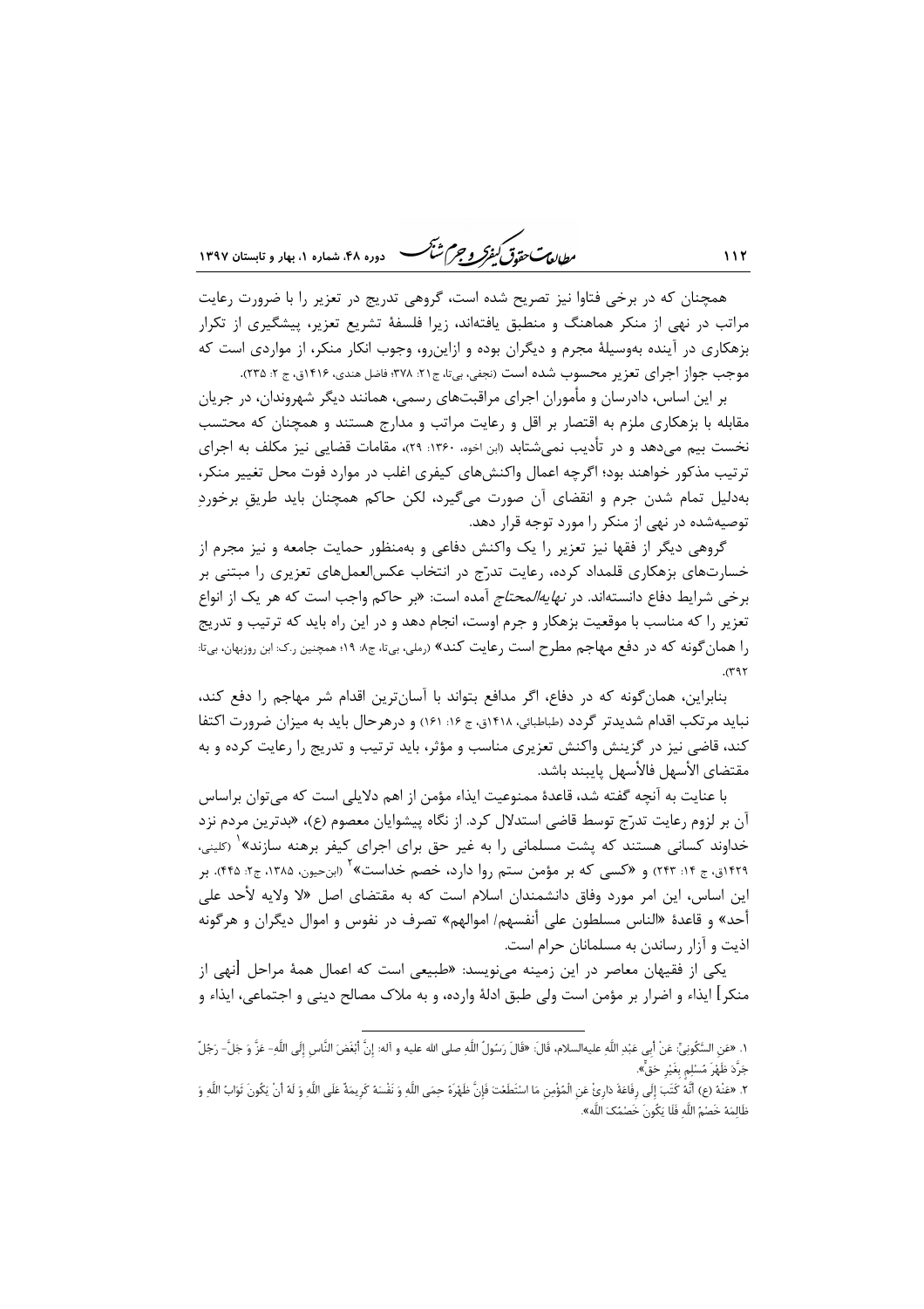همچنان که در برخی فتاوا نیز تصریح شده است، گروهی تدریج در تعزیر را با ضرورت رعایت مراتب در نهی از منکر هماهنگ و منطبق یافته‌اند، زیرا فلسفهٔ تشریع تعزیر، پیشگیری از تکرار بزهکاری در آینده به‌وسیلهٔ مجرم و دیگران بوده و ازاین‌رو، وجوب انکار منکر، از مواردی است که موجب جواز اجرای تعزیر محسوب شده است (نجفی، بی‌تا، ج۲۱: ۳۷۸؛ فاضل هندی، ۱۴۱۶ق، ج ۲: ۲۳۵).

بر این اساس، دادرسان و مأموران اجرای مراقبت‌های رسمی، همانند دیگر شهروندان، در جریان مقابله با بزهکاری ملزم به اقتصار بر اقل و رعایت مراتب و مدارج هستند و همچنان که محتسب نخست بیم می‌دهد و در تأدیب نمی‌شتابد (ابن اخوه، ۱۳۶۰: ۲۹)، مقامات قضایی نیز مکلف به اجرای ترتیب مذکور خواهند بود؛ اگرچه اعمال واکنش‌های کیفری اغلب در موارد فوت محل تغییر منکر، به‌دلیل تمام شدن جرم و انقضای آن صورت می‌گیرد، لکن حاکم همچنان باید طریقِ برخوردِ توصیه‌شده در نهی از منکر را مورد توجه قرار دهد.

گروهی دیگر از فقها نیز تعزیر را یک واکنش دفاعی و به‌منظور حمایت جامعه و نیز مجرم از خسارت‌های بزهکاری قلمداد کرده، رعایت تدرّج در انتخاب عکس‌العمل‌های تعزیری را مبتنی بر برخی شرایط دفاع دانسته‌اند. در *نهایه‌المحتاج* آمده است: «بر حاکم واجب است که هر یک از انواع تعزیر را که مناسب با موقعیت بزهکار و جرم اوست، انجام دهد و در این راه باید که ترتیب و تدریج را همان‌گونه که در دفع مهاجم مطرح است رعایت کند» (رملی، بی‌تا، ج۸: ۱۹؛ همچنین ر.ک: ابن روزبهان، بی‌تا: ۳۹۲).

بنابراین، همان‌گونه که در دفاع، اگر مدافع بتواند با آسان‌ترین اقدام شر مهاجم را دفع کند، نباید مرتکب اقدام شدیدتر گردد (طباطبائی، ۱۴۱۸ق، ج ۱۶: ۱۶۱) و درهرحال باید به میزان ضرورت اکتفا کند، قاضی نیز در گزینش واکنش تعزیری مناسب و مؤثر، باید ترتیب و تدریج را رعایت کرده و به مقتضای الأسهل فالأسهل پایبند باشد.

با عنایت به آنچه گفته شد، قاعدهٔ ممنوعیت ایذاء مؤمن از اهم دلایلی است که می‌توان براساس آن بر لزوم رعایت تدرّج توسط قاضی استدلال کرد. از نگاه پیشوایان معصوم (ع)، «بدترین مردم نزد خداوند کسانی هستند که پشت مسلمانی را به غیر حق برای اجرای کیفر برهنه سازند»[1] (کلینی، ۱۴۲۹ق، ج ۱۴: ۲۴۳) و «کسی که بر مؤمن ستم روا دارد، خصم خداست»[2] (ابن‌حیون، ۱۳۸۵، ج۲: ۴۴۵). بر این اساس، این امر مورد وفاق دانشمندان اسلام است که به مقتضای اصل «لا ولایه لأحد علی أحد» و قاعدهٔ «الناس مسلطون علی أنفسهم/ اموالهم» تصرف در نفوس و اموال دیگران و هرگونه اذیت و آزار رساندن به مسلمانان حرام است.

یکی از فقیهان معاصر در این زمینه می‌نویسد: «طبیعی است که اعمال همهٔ مراحل [نهی از منکر] ایذاء و اضرار بر مؤمن است ولی طبق ادلهٔ وارده، و به ملاک مصالح دینی و اجتماعی، ایذاء و

---

۱. «عَنِ السَّكُونِيِّ عَنْ أَبِي عَبْدِ اللَّهِ علیه‌السلام، قَالَ: «قَالَ رَسُولُ اللَّهِ صلی الله علیه و آله: إِنَّ أَبْغَضَ النَّاسِ إِلَى اللَّهِ- عَزَّ وَ جَلَّ- رَجُلٌ جَرَّدَ ظَهْرَ مُسْلِمٍ بِغَيْرِ حَقٍّ».

۲. «عَنْهُ (ع) أَنَّهُ كَتَبَ إِلَى رِفَاعَةَ دَارِئٌ عَنِ الْمُؤْمِنِ مَا اسْتَطَعْتَ فَإِنَّ ظَهْرَهُ حِمَى اللَّهِ وَ نَفْسَهُ كَرِيمَةٌ عَلَى اللَّهِ وَ لَهُ أَنْ يَكُونَ ثَوَابُ اللَّهِ وَ ظَالِمَهُ خَصْمُ اللَّهِ فَلَا يَكُونَ خَصْمُكَ اللَّهُ».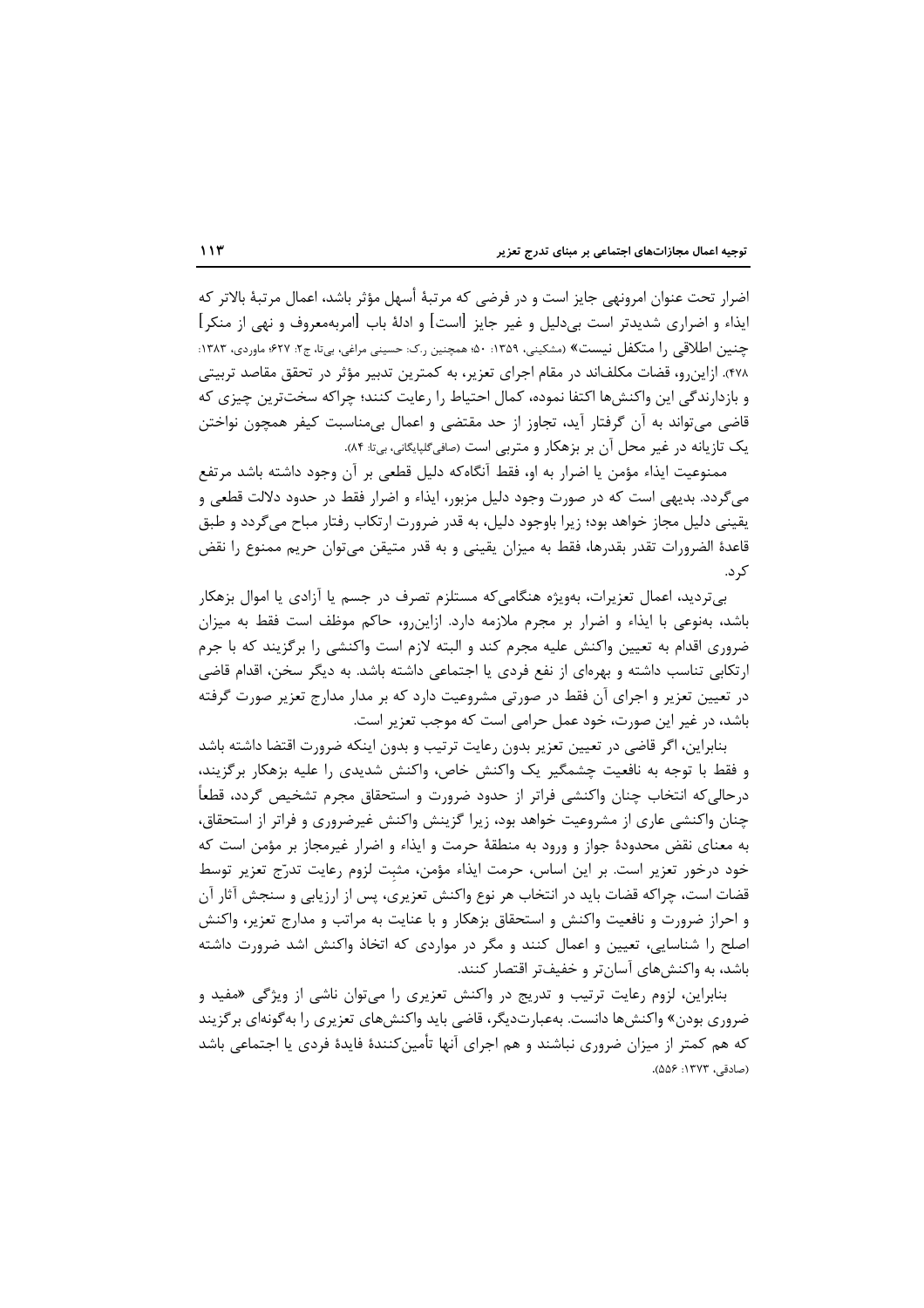اضرار تحت عنوان امرونهی جایز است و در فرضی که مرتبهٔ أسهل مؤثر باشد، اعمال مرتبهٔ بالاتر که ایذاء و اضراری شدیدتر است بی‌دلیل و غیر جایز [است] و ادلهٔ باب [امربه‌معروف و نهی از منکر] چنین اطلاقی را متکفل نیست» (مشکینی، ۱۳۵۹: ۵۰؛ همچنین ر.ک: حسینی مراغی، بی‌تا، ج۲: ۶۲۷؛ ماوردی، ۱۳۸۳: ۴۷۸). ازاین‌رو، قضات مکلف‌اند در مقام اجرای تعزیر، به کمترین تدبیر مؤثر در تحقق مقاصد تربیتی و بازدارندگی این واکنش‌ها اکتفا نموده، کمال احتیاط را رعایت کنند؛ چراکه سخت‌ترین چیزی که قاضی می‌تواند به آن گرفتار آید، تجاوز از حد مقتضی و اعمال بی‌مناسبت کیفر همچون نواختن یک تازیانه در غیر محل آن بر بزهکار و مترببی است (صافی گلپایگانی، بی‌تا: ۸۴).

ممنوعیت ایذاء مؤمن یا اضرار به او، فقط آنگاه‌که دلیل قطعی بر آن وجود داشته باشد مرتفع می‌گردد. بدیهی است که در صورت وجود دلیل مزبور، ایذاء و اضرار فقط در حدود دلالت قطعی و یقینی دلیل مجاز خواهد بود؛ زیرا باوجود دلیل، به قدر ضرورت ارتکاب رفتار مباح می‌گردد و طبق قاعدهٔ الضرورات تقدر بقدرها، فقط به میزان یقینی و به قدر متیقن می‌توان حریم ممنوع را نقض کرد.

بی‌تردید، اعمال تعزیرات، به‌ویژه هنگامی‌که مستلزم تصرف در جسم یا آزادی یا اموال بزهکار باشد، به‌نوعی با ایذاء و اضرار بر مجرم ملازمه دارد. ازاین‌رو، حاکم موظف است فقط به میزان ضروری اقدام به تعیین واکنش علیه مجرم کند و البته لازم است واکنشی را برگزیند که با جرم ارتکابی تناسب داشته و بهره‌ای از نفع فردی یا اجتماعی داشته باشد. به دیگر سخن، اقدام قاضی در تعیین تعزیر و اجرای آن فقط در صورتی مشروعیت دارد که بر مدار مدارج تعزیر صورت گرفته باشد، در غیر این صورت، خود عمل حرامی است که موجب تعزیر است.

بنابراین، اگر قاضی در تعیین تعزیر بدون رعایت ترتیب و بدون اینکه ضرورت اقتضا داشته باشد و فقط با توجه به نافعیت چشمگیر یک واکنش خاص، واکنش شدیدی را علیه بزهکار برگزیند، درحالی‌که انتخاب چنان واکنشی فراتر از حدود ضرورت و استحقاق مجرم تشخیص گردد، قطعاً چنان واکنشی عاری از مشروعیت خواهد بود، زیرا گزینش واکنش غیرضروری و فراتر از استحقاق، به معنای نقض محدودهٔ جواز و ورود به منطقهٔ حرمت و ایذاء و اضرار غیرمجاز بر مؤمن است که خود درخور تعزیر است. بر این اساس، حرمت ایذاء مؤمن، مثبِت لزوم رعایت تدرّج تعزیر توسط قضات است، چراکه قضات باید در انتخاب هر نوع واکنش تعزیری، پس از ارزیابی و سنجش آثار آن و احراز ضرورت و نافعیت واکنش و استحقاق بزهکار و با عنایت به مراتب و مدارج تعزیر، واکنش اصلح را شناسایی، تعیین و اعمال کنند و مگر در مواردی که اتخاذ واکنش اشد ضرورت داشته باشد، به واکنش‌های آسان‌تر و خفیف‌تر اقتصار کنند.

بنابراین، لزوم رعایت ترتیب و تدریج در واکنش تعزیری را می‌توان ناشی از ویژگی «مفید و ضروری بودن» واکنش‌ها دانست. به‌عبارت‌دیگر، قاضی باید واکنش‌های تعزیری را به‌گونه‌ای برگزیند که هم کمتر از میزان ضروری نباشند و هم اجرای آنها تأمین‌کنندهٔ فایدهٔ فردی یا اجتماعی باشد (صادقی، ۱۳۷۳: ۵۵۶).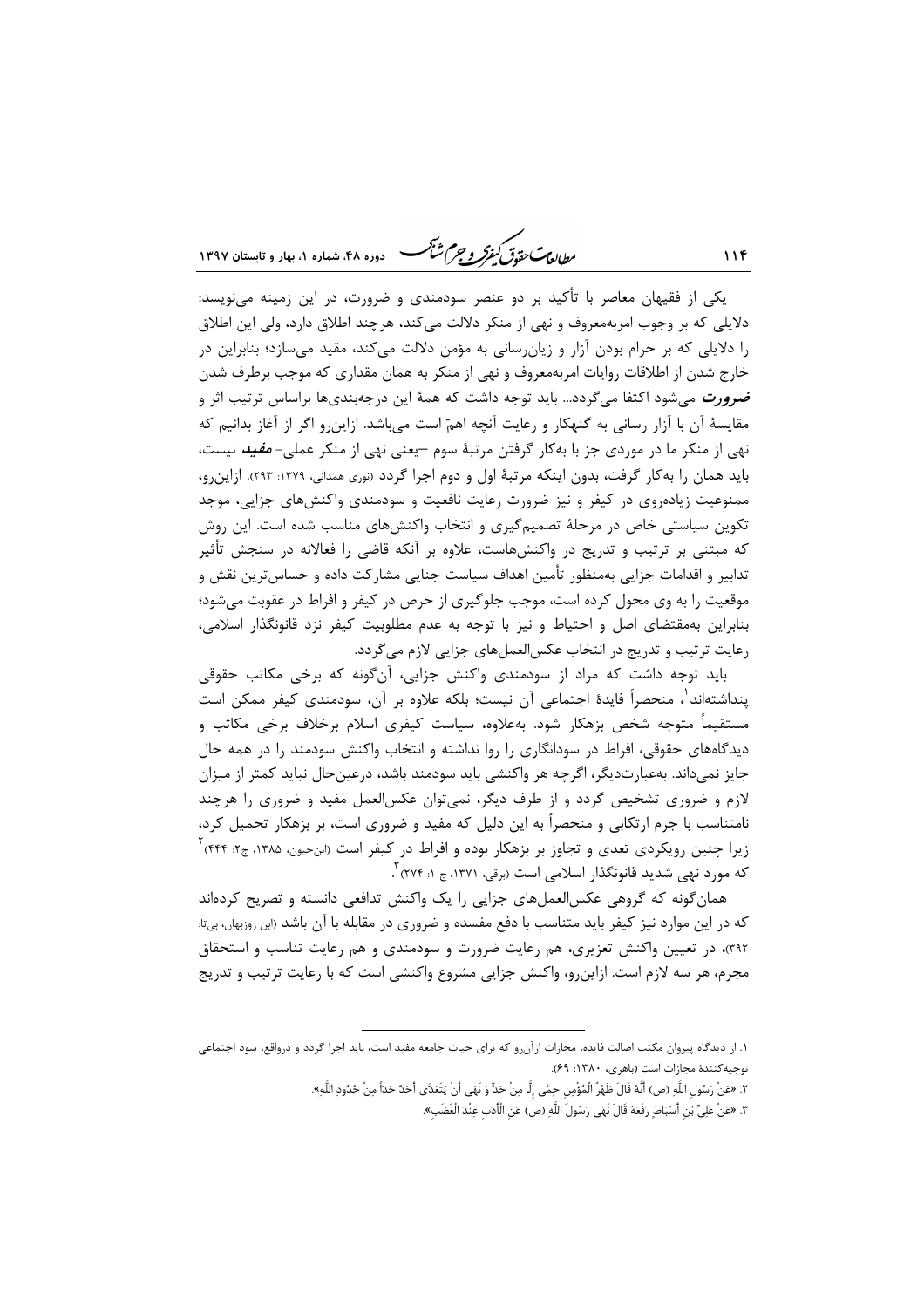یکی از فقیهان معاصر با تأکید بر دو عنصر سودمندی و ضرورت، در این زمینه می‌نویسد: دلایلی که بر وجوب امربه‌معروف و نهی از منکر دلالت می‌کند، هرچند اطلاق دارد، ولی این اطلاق را دلایلی که بر حرام بودن آزار و زیان‌رسانی به مؤمن دلالت می‌کند، مقید می‌سازد؛ بنابراین در خارج شدن از اطلاقات روایات امربه‌معروف و نهی از منکر به همان مقداری که موجب برطرف شدن ***ضرورت*** می‌شود اکتفا می‌گردد... باید توجه داشت که همهٔ این درجه‌بندی‌ها براساس ترتیب اثر و مقایسهٔ آن با آزار رسانی به گنهکار و رعایت آنچه اهمّ است می‌باشد. ازاین‌رو اگر از آغاز بدانیم که نهی از منکر ما در موردی جز با به‌کار گرفتن مرتبهٔ سوم –یعنی نهی از منکر عملی- ***مفید*** نیست، باید همان را به‌کار گرفت، بدون اینکه مرتبهٔ اول و دوم اجرا گردد (نوری همدانی، ۱۳۷۹: ۲۹۳). ازاین‌رو، ممنوعیت زیاده‌روی در کیفر و نیز ضرورت رعایت نافعیت و سودمندی واکنش‌های جزایی، موجد تکوین سیاستی خاص در مرحلهٔ تصمیم‌گیری و انتخاب واکنش‌های مناسب شده است. این روش که مبتنی بر ترتیب و تدریج در واکنش‌هاست، علاوه بر آنکه قاضی را فعالانه در سنجش تأثیر تدابیر و اقدامات جزایی به‌منظور تأمین اهداف سیاست جنایی مشارکت داده و حساس‌ترین نقش و موقعیت را به وی محول کرده است، موجب جلوگیری از حرص در کیفر و افراط در عقوبت می‌شود؛ بنابراین به‌مقتضای اصل و احتیاط و نیز با توجه به عدم مطلوبیت کیفر نزد قانونگذار اسلامی، رعایت ترتیب و تدریج در انتخاب عکس‌العمل‌های جزایی لازم می‌گردد.

باید توجه داشت که مراد از سودمندی واکنش جزایی، آن‌گونه که برخی مکاتب حقوقی پنداشته‌اند[۱]، منحصراً فایدهٔ اجتماعی آن نیست؛ بلکه علاوه بر آن، سودمندی کیفر ممکن است مستقیماً متوجه شخص بزهکار شود. به‌علاوه، سیاست کیفری اسلام برخلاف برخی مکاتب و دیدگاه‌های حقوقی، افراط در سودانگاری را روا نداشته و انتخاب واکنش سودمند را در همه حال جایز نمی‌داند. به‌عبارت‌دیگر، اگرچه هر واکنشی باید سودمند باشد، درعین‌حال نباید کمتر از میزان لازم و ضروری تشخیص گردد و از طرف دیگر، نمی‌توان عکس‌العمل مفید و ضروری را هرچند نامتناسب با جرم ارتکابی و منحصراً به این دلیل که مفید و ضروری است، بر بزهکار تحمیل کرد، زیرا چنین رویکردی تعدی و تجاوز بر بزهکار بوده و افراط در کیفر است (ابن‌حیون، ۱۳۸۵، ج۲: ۴۴۴)[۲] که مورد نهی شدید قانونگذار اسلامی است (برقی، ۱۳۷۱، ج ۱: ۲۷۴)[۳].

همان‌گونه که گروهی عکس‌العمل‌های جزایی را یک واکنش تدافعی دانسته و تصریح کرده‌اند که در این موارد نیز کیفر باید متناسب با دفع مفسده و ضروری در مقابله با آن باشد (ابن روزبهان، بی‌تا: ۳۹۲)، در تعیین واکنش تعزیری، هم رعایت ضرورت و سودمندی و هم رعایت تناسب و استحقاق مجرم، هر سه لازم است. ازاین‌رو، واکنش جزایی مشروع واکنشی است که با رعایت ترتیب و تدریج

---

۱. از دیدگاه پیروان مکتب اصالت فایده، مجازات ازآن‌رو که برای حیات جامعه مفید است، باید اجرا گردد و درواقع، سود اجتماعی توجیه‌کنندهٔ مجازات است (باهری، ۱۳۸۰: ۶۹).

۲. «عَنْ رَسُولِ اللَّهِ (ص) أَنَّهُ قَالَ ظَهْرُ الْمُؤْمِنِ حِمًى إِلَّا مِنْ حَدٍّ وَ نَهَى أَنْ يَتَعَدَّى أَحَدٌ حَدّاً مِنْ حُدُودِ اللَّهِ».

۳. «عَنْ عَلِيِّ بْنِ أَسْبَاطٍ رَفَعَهُ قَالَ نَهَى رَسُولُ اللَّهِ (ص) عَنِ الْأَدَبِ عِنْدَ الْغَضَبِ».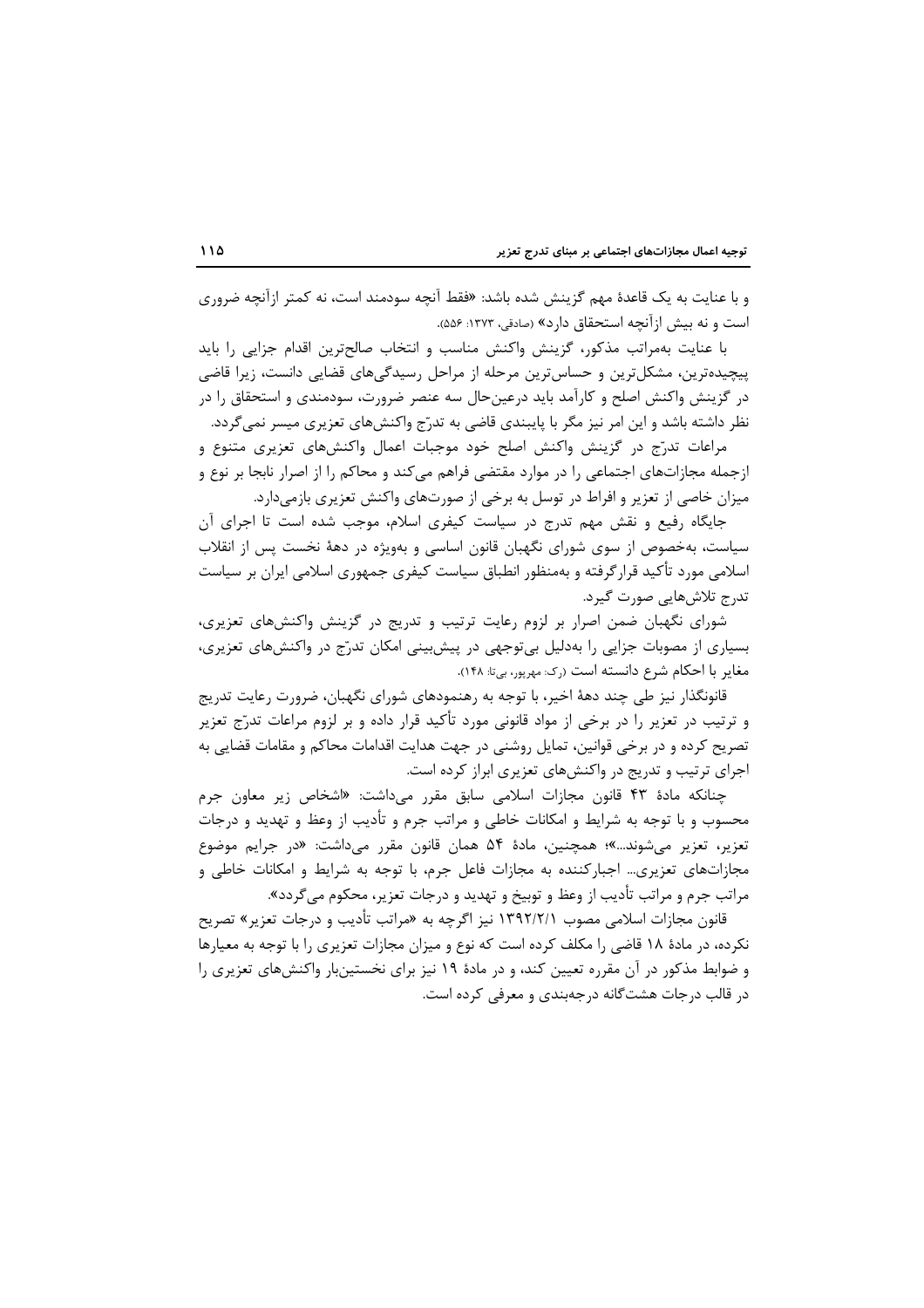و با عنایت به یک قاعدهٔ مهم گزینش شده باشد: «فقط آنچه سودمند است، نه کمتر ازآنچه ضروری است و نه بیش ازآنچه استحقاق دارد» (صادقی، ۱۳۷۳: ۵۵۶).

با عنایت به‌مراتب مذکور، گزینش واکنش مناسب و انتخاب صالح‌ترین اقدام جزایی را باید پیچیده‌ترین، مشکل‌ترین و حساس‌ترین مرحله از مراحل رسیدگی‌های قضایی دانست، زیرا قاضی در گزینش واکنش اصلح و کارآمد باید درعین‌حال سه عنصر ضرورت، سودمندی و استحقاق را در نظر داشته باشد و این امر نیز مگر با پایبندی قاضی به تدرّج واکنش‌های تعزیری میسر نمی‌گردد.

مراعات تدرّج در گزینش واکنش اصلح خود موجبات اعمال واکنش‌های تعزیری متنوع و ازجمله مجازات‌های اجتماعی را در موارد مقتضی فراهم می‌کند و محاکم را از اصرار نابجا بر نوع و میزان خاصی از تعزیر و افراط در توسل به برخی از صورت‌های واکنش تعزیری بازمی‌دارد.

جایگاه رفیع و نقش مهم تدرج در سیاست کیفری اسلام، موجب شده است تا اجرای آن سیاست، به‌خصوص از سوی شورای نگهبان قانون اساسی و به‌ویژه در دههٔ نخست پس از انقلاب اسلامی مورد تأکید قرارگرفته و به‌منظور انطباق سیاست کیفری جمهوری اسلامی ایران بر سیاست تدرج تلاش‌هایی صورت گیرد.

شورای نگهبان ضمن اصرار بر لزوم رعایت ترتیب و تدریج در گزینش واکنش‌های تعزیری، بسیاری از مصوبات جزایی را به‌دلیل بی‌توجهی در پیش‌بینی امکان تدرّج در واکنش‌های تعزیری، مغایر با احکام شرع دانسته است (رک: مهرپور، بی‌تا: ۱۴۸).

قانونگذار نیز طی چند دههٔ اخیر، با توجه به رهنمودهای شورای نگهبان، ضرورت رعایت تدریج و ترتیب در تعزیر را در برخی از مواد قانونی مورد تأکید قرار داده و بر لزوم مراعات تدرّج تعزیر تصریح کرده و در برخی قوانین، تمایل روشنی در جهت هدایت اقدامات محاکم و مقامات قضایی به اجرای ترتیب و تدریج در واکنش‌های تعزیری ابراز کرده است.

چنانکه مادهٔ ۴۳ قانون مجازات اسلامی سابق مقرر می‌داشت: «اشخاص زیر معاون جرم محسوب و با توجه به شرایط و امکانات خاطی و مراتب جرم و تأدیب از وعظ و تهدید و درجات تعزیر، تعزیر می‌شوند...»؛ همچنین، مادهٔ ۵۴ همان قانون مقرر می‌داشت: «در جرایم موضوع مجازات‌های تعزیری... اجبارکننده به مجازات فاعل جرم، با توجه به شرایط و امکانات خاطی و مراتب جرم و مراتب تأدیب از وعظ و توبیخ و تهدید و درجات تعزیر، محکوم می‌گردد».

قانون مجازات اسلامی مصوب ۱۳۹۲/۲/۱ نیز اگرچه به «مراتب تأدیب و درجات تعزیر» تصریح نکرده، در مادهٔ ۱۸ قاضی را مکلف کرده است که نوع و میزان مجازات تعزیری را با توجه به معیارها و ضوابط مذکور در آن مقرره تعیین کند، و در مادهٔ ۱۹ نیز برای نخستین‌بار واکنش‌های تعزیری را در قالب درجات هشت‌گانه درجه‌بندی و معرفی کرده است.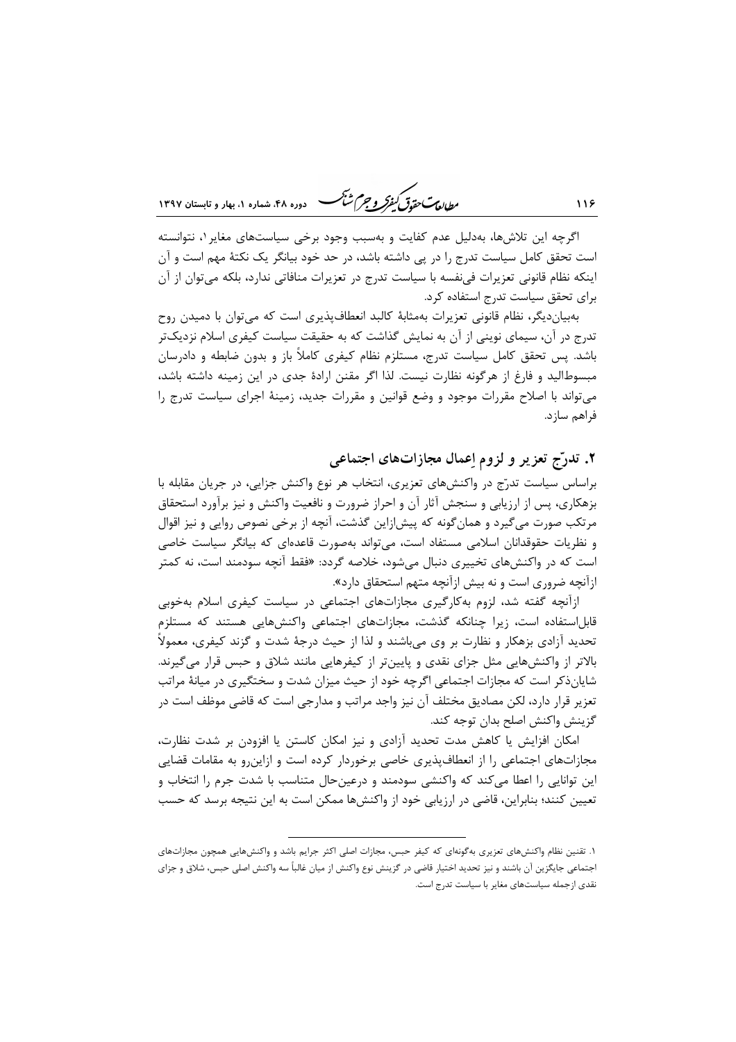اگرچه این تلاش‌ها، به‌دلیل عدم کفایت و به‌سبب وجود برخی سیاست‌های مغایر[1]، نتوانسته است تحقق کامل سیاست تدرج را در پی داشته باشد، در حد خود بیانگر یک نکتهٔ مهم است و آن اینکه نظام قانونی تعزیرات فی‌نفسه با سیاست تدرج در تعزیرات منافاتی ندارد، بلکه می‌توان از آن برای تحقق سیاست تدرج استفاده کرد.

به‌بیان‌دیگر، نظام قانونی تعزیرات به‌مثابهٔ کالبد انعطاف‌پذیری است که می‌توان با دمیدن روح تدرج در آن، سیمای نوینی از آن به نمایش گذاشت که به حقیقت سیاست کیفری اسلام نزدیک‌تر باشد. پس تحقق کامل سیاست تدرج، مستلزم نظام کیفری کاملاً باز و بدون ضابطه و دادرسان مبسوط‌الید و فارغ از هرگونه نظارت نیست. لذا اگر مقنن ارادهٔ جدی در این زمینه داشته باشد، می‌تواند با اصلاح مقررات موجود و وضع قوانین و مقررات جدید، زمینهٔ اجرای سیاست تدرج را فراهم سازد.

## ۲. تدرّج تعزیر و لزوم اِعمال مجازات‌های اجتماعی

براساس سیاست تدرّج در واکنش‌های تعزیری، انتخاب هر نوع واکنش جزایی، در جریان مقابله با بزهکاری، پس از ارزیابی و سنجش آثار آن و احراز ضرورت و نافعیت واکنش و نیز برآورد استحقاق مرتکب صورت می‌گیرد و همان‌گونه که پیش‌ازاین گذشت، آنچه از برخی نصوص روایی و نیز اقوال و نظریات حقوقدانان اسلامی مستفاد است، می‌تواند به‌صورت قاعده‌ای که بیانگر سیاست خاصی است که در واکنش‌های تخییری دنبال می‌شود، خلاصه گردد: «فقط آنچه سودمند است، نه کمتر ازآنچه ضروری است و نه بیش ازآنچه متهم استحقاق دارد».

ازآنچه گفته شد، لزوم به‌کارگیری مجازات‌های اجتماعی در سیاست کیفری اسلام به‌خوبی قابل‌استفاده است، زیرا چنانکه گذشت، مجازات‌های اجتماعی واکنش‌هایی هستند که مستلزم تحدید آزادی بزهکار و نظارت بر وی می‌باشند و لذا از حیث درجهٔ شدت و گزند کیفری، معمولاً بالاتر از واکنش‌هایی مثل جزای نقدی و پایین‌تر از کیفرهایی مانند شلاق و حبس قرار می‌گیرند. شایان‌ذکر است که مجازات اجتماعی اگرچه خود از حیث میزان شدت و سختگیری در میانهٔ مراتب تعزیر قرار دارد، لکن مصادیق مختلف آن نیز واجد مراتب و مدارجی است که قاضی موظف است در گزینش واکنش اصلح بدان توجه کند.

امکان افزایش یا کاهش مدت تحدید آزادی و نیز امکان کاستن یا افزودن بر شدت نظارت، مجازات‌های اجتماعی را از انعطاف‌پذیری خاصی برخوردار کرده است و ازاین‌رو به مقامات قضایی این توانایی را اعطا می‌کند که واکنشی سودمند و درعین‌حال متناسب با شدت جرم را انتخاب و تعیین کنند؛ بنابراین، قاضی در ارزیابی خود از واکنش‌ها ممکن است به این نتیجه برسد که حبس

---

[1]. تقنین نظام واکنش‌های تعزیری به‌گونه‌ای که کیفر حبس، مجازات اصلی اکثر جرایم باشد و واکنش‌هایی همچون مجازات‌های اجتماعی جایگزین آن باشند و نیز تحدید اختیار قاضی در گزینش نوع واکنش از میان غالباً سه واکنش اصلی حبس، شلاق و جزای نقدی ازجمله سیاست‌های مغایر با سیاست تدرج است.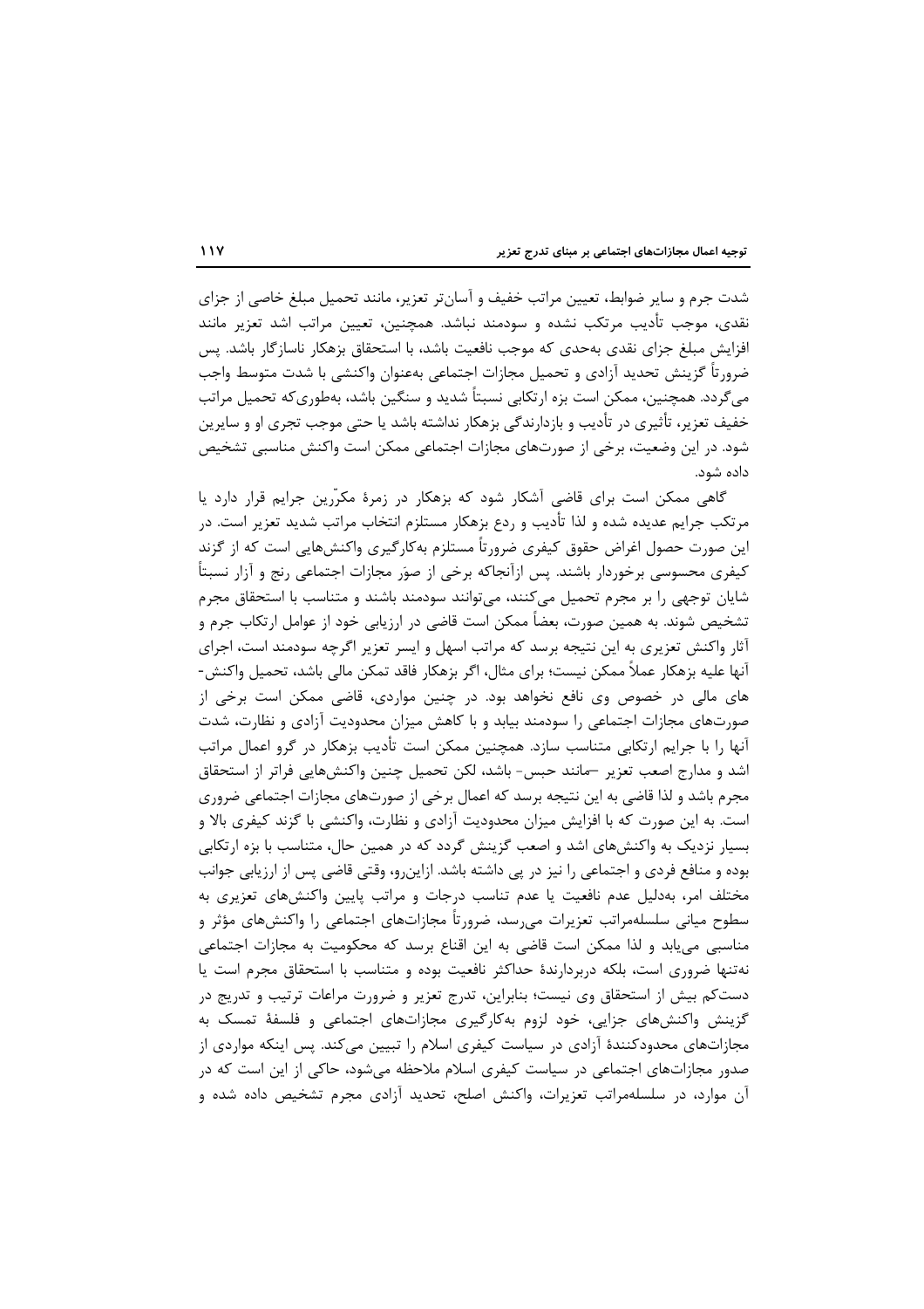شدت جرم و سایر ضوابط، تعیین مراتب خفیف و آسان‌تر تعزیر، مانند تحمیل مبلغ خاصی از جزای نقدی، موجب تأدیب مرتکب نشده و سودمند نباشد. همچنین، تعیین مراتب اشد تعزیر مانند افزایش مبلغ جزای نقدی به‌حدی که موجب نافعیت باشد، با استحقاق بزهکار ناسازگار باشد. پس ضرورتاً گزینش تحدید آزادی و تحمیل مجازات اجتماعی به‌عنوان واکنشی با شدت متوسط واجب می‌گردد. همچنین، ممکن است بزه ارتکابی نسبتاً شدید و سنگین باشد، به‌طوری‌که تحمیل مراتب خفیف تعزیر، تأثیری در تأدیب و بازدارندگی بزهکار نداشته باشد یا حتی موجب تجری او و سایرین شود. در این وضعیت، برخی از صورت‌های مجازات اجتماعی ممکن است واکنش مناسبی تشخیص داده شود.

گاهی ممکن است برای قاضی آشکار شود که بزهکار در زمرۀ مکرّرین جرایم قرار دارد یا مرتکب جرایم عدیده شده و لذا تأدیب و ردع بزهکار مستلزم انتخاب مراتب شدید تعزیر است. در این صورت حصول اغراض حقوق کیفری ضرورتاً مستلزم به‌کارگیری واکنش‌هایی است که از گزند کیفری محسوسی برخوردار باشند. پس ازآنجاکه برخی از صوَر مجازات اجتماعی رنج و آزار نسبتاً شایان توجهی را بر مجرم تحمیل می‌کنند، می‌توانند سودمند باشند و متناسب با استحقاق مجرم تشخیص شوند. به همین صورت، بعضاً ممکن است قاضی در ارزیابی خود از عوامل ارتکاب جرم و آثار واکنش تعزیری به این نتیجه برسد که مراتب اسهل و ایسر تعزیر اگرچه سودمند است، اجرای آنها علیه بزهکار عملاً ممکن نیست؛ برای مثال، اگر بزهکار فاقد تمکن مالی باشد، تحمیل واکنش‌های مالی در خصوص وی نافع نخواهد بود. در چنین مواردی، قاضی ممکن است برخی از صورت‌های مجازات اجتماعی را سودمند بیابد و با کاهش میزان محدودیت آزادی و نظارت، شدت آنها را با جرایم ارتکابی متناسب سازد. همچنین ممکن است تأدیب بزهکار در گرو اعمال مراتب اشد و مدارج اصعب تعزیر –مانند حبس- باشد، لکن تحمیل چنین واکنش‌هایی فراتر از استحقاق مجرم باشد و لذا قاضی به این نتیجه برسد که اعمال برخی از صورت‌های مجازات اجتماعی ضروری است. به این صورت که با افزایش میزان محدودیت آزادی و نظارت، واکنشی با گزند کیفری بالا و بسیار نزدیک به واکنش‌های اشد و اصعب گزینش گردد که در همین حال، متناسب با بزه ارتکابی بوده و منافع فردی و اجتماعی را نیز در پی داشته باشد. ازاین‌رو، وقتی قاضی پس از ارزیابی جوانب مختلف امر، به‌دلیل عدم نافعیت یا عدم تناسب درجات و مراتب پایین واکنش‌های تعزیری به سطوح میانی سلسله‌مراتب تعزیرات می‌رسد، ضرورتاً مجازات‌های اجتماعی را واکنش‌های مؤثر و مناسبی می‌یابد و لذا ممکن است قاضی به این اقناع برسد که محکومیت به مجازات اجتماعی نه‌تنها ضروری است، بلکه دربردارندۀ حداکثر نافعیت بوده و متناسب با استحقاق مجرم است یا دست‌کم بیش از استحقاق وی نیست؛ بنابراین، تدرج تعزیر و ضرورت مراعات ترتیب و تدریج در گزینش واکنش‌های جزایی، خود لزوم به‌کارگیری مجازات‌های اجتماعی و فلسفۀ تمسک به مجازات‌های محدودکنندۀ آزادی در سیاست کیفری اسلام را تبیین می‌کند. پس اینکه مواردی از صدور مجازات‌های اجتماعی در سیاست کیفری اسلام ملاحظه می‌شود، حاکی از این است که در آن موارد، در سلسله‌مراتب تعزیرات، واکنش اصلح، تحدید آزادی مجرم تشخیص داده شده و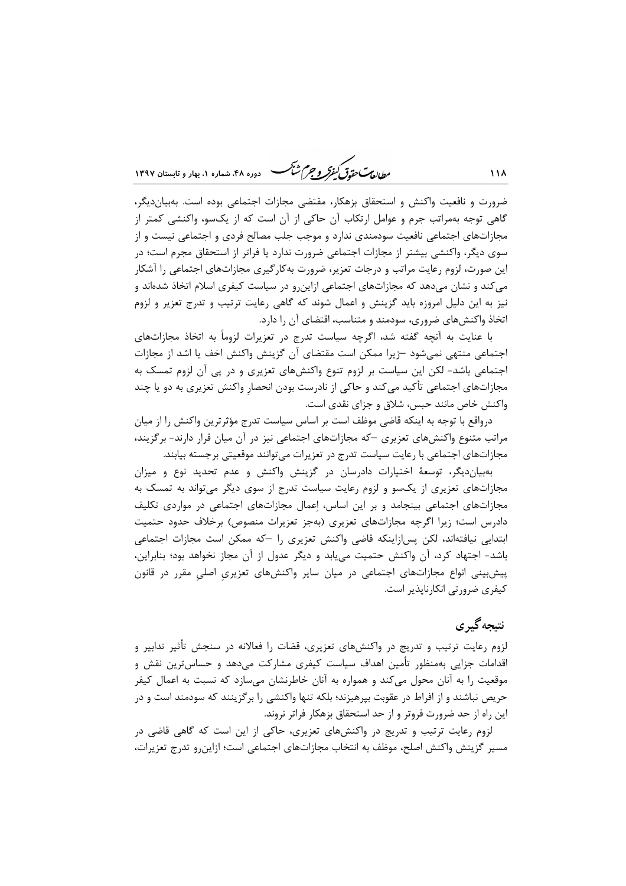ضرورت و نافعیت واکنش و استحقاق بزهکار، مقتضی مجازات اجتماعی بوده است. به‌بیان‌دیگر، گاهی توجه به‌مراتب جرم و عوامل ارتکاب آن حاکی از آن است که از یک‌سو، واکنشی کمتر از مجازات‌های اجتماعی نافعیت سودمندی ندارد و موجب جلب مصالح فردی و اجتماعی نیست و از سوی دیگر، واکنشی بیشتر از مجازات اجتماعی ضرورت ندارد یا فراتر از استحقاق مجرم است؛ در این صورت، لزوم رعایت مراتب و درجات تعزیر، ضرورت به‌کارگیری مجازات‌های اجتماعی را آشکار می‌کند و نشان می‌دهد که مجازات‌های اجتماعی ازاین‌رو در سیاست کیفری اسلام اتخاذ شده‌اند و نیز به این دلیل امروزه باید گزینش و اعمال شوند که گاهی رعایت ترتیب و تدرج تعزیر و لزوم اتخاذ واکنش‌های ضروری، سودمند و متناسب، اقتضای آن را دارد.

با عنایت به آنچه گفته شد، اگرچه سیاست تدرج در تعزیرات لزوماً به اتخاذ مجازات‌های اجتماعی منتهی نمی‌شود –زیرا ممکن است مقتضای آن گزینش واکنش اخف یا اشد از مجازات اجتماعی باشد- لکن این سیاست بر لزوم تنوع واکنش‌های تعزیری و در پی آن لزوم تمسک به مجازات‌های اجتماعی تأکید می‌کند و حاکی از نادرست بودن انحصارِ واکنش تعزیری به دو یا چند واکنش خاص مانند حبس، شلاق و جزای نقدی است.

درواقع با توجه به اینکه قاضی موظف است بر اساس سیاست تدرج مؤثرترین واکنش را از میان مراتب متنوع واکنش‌های تعزیری –که مجازات‌های اجتماعی نیز در آن میان قرار دارند- برگزیند، مجازات‌های اجتماعی با رعایت سیاست تدرج در تعزیرات می‌توانند موقعیتی برجسته بیابند.

به‌بیان‌دیگر، توسعهٔ اختیارات دادرسان در گزینش واکنش و عدم تحدید نوع و میزان مجازات‌های تعزیری از یک‌سو و لزوم رعایت سیاست تدرج از سوی دیگر می‌تواند به تمسک به مجازات‌های اجتماعی بینجامد و بر این اساس، اِعمال مجازات‌های اجتماعی در مواردی تکلیف دادرس است؛ زیرا اگرچه مجازات‌های تعزیری (به‌جز تعزیرات منصوص) برخلاف حدود حتمیت ابتدایی نیافته‌اند، لکن پس‌ازاینکه قاضی واکنش تعزیری را –که ممکن است مجازات اجتماعی باشد- اجتهاد کرد، آن واکنش حتمیت می‌یابد و دیگر عدول از آن مجاز نخواهد بود؛ بنابراین، پیش‌بینی انواع مجازات‌های اجتماعی در میان سایر واکنش‌های تعزیریِ اصلیِ مقرر در قانون کیفری ضرورتی انکارناپذیر است.

## نتیجه‌گیری

لزوم رعایت ترتیب و تدریج در واکنش‌های تعزیری، قضات را فعالانه در سنجش تأثیر تدابیر و اقدامات جزایی به‌منظور تأمین اهداف سیاست کیفری مشارکت می‌دهد و حساس‌ترین نقش و موقعیت را به آنان محول می‌کند و همواره به آنان خاطرنشان می‌سازد که نسبت به اعمال کیفر حریص نباشند و از افراط در عقوبت بپرهیزند؛ بلکه تنها واکنشی را برگزینند که سودمند است و در این راه از حد ضرورت فروتر و از حد استحقاق بزهکار فراتر نروند.

لزوم رعایت ترتیب و تدریج در واکنش‌های تعزیری، حاکی از این است که گاهی قاضی در مسیر گزینش واکنش اصلح، موظف به انتخاب مجازات‌های اجتماعی است؛ ازاین‌رو تدرج تعزیرات،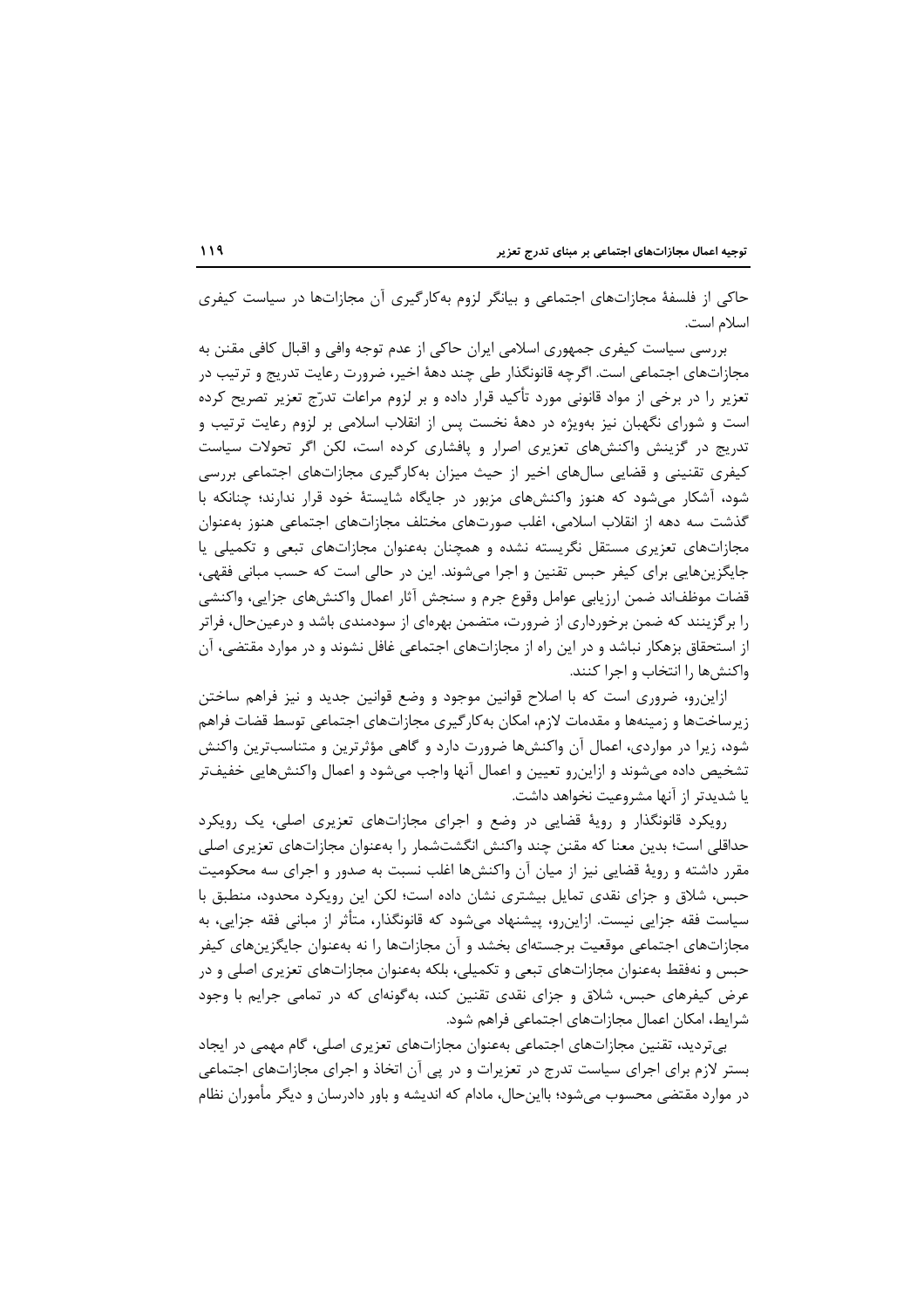حاکی از فلسفهٔ مجازات‌های اجتماعی و بیانگر لزوم به‌کارگیری آن مجازات‌ها در سیاست کیفری اسلام است.

بررسی سیاست کیفری جمهوری اسلامی ایران حاکی از عدم توجه وافی و اقبال کافی مقنن به مجازات‌های اجتماعی است. اگرچه قانونگذار طی چند دههٔ اخیر، ضرورت رعایت تدریج و ترتیب در تعزیر را در برخی از مواد قانونی مورد تأکید قرار داده و بر لزوم مراعات تدرّج تعزیر تصریح کرده است و شورای نگهبان نیز به‌ویژه در دههٔ نخست پس از انقلاب اسلامی بر لزوم رعایت ترتیب و تدریج در گزینش واکنش‌های تعزیری اصرار و پافشاری کرده است، لکن اگر تحولات سیاست کیفری تقنینی و قضایی سال‌های اخیر از حیث میزان به‌کارگیری مجازات‌های اجتماعی بررسی شود، آشکار می‌شود که هنوز واکنش‌های مزبور در جایگاه شایستهٔ خود قرار ندارند؛ چنانکه با گذشت سه دهه از انقلاب اسلامی، اغلب صورت‌های مختلف مجازات‌های اجتماعی هنوز به‌عنوان مجازات‌های تعزیری مستقل نگریسته نشده و همچنان به‌عنوان مجازات‌های تبعی و تکمیلی یا جایگزین‌هایی برای کیفر حبس تقنین و اجرا می‌شوند. این در حالی است که حسب مبانی فقهی، قضات موظف‌اند ضمن ارزیابی عوامل وقوع جرم و سنجش آثار اعمال واکنش‌های جزایی، واکنشی را برگزینند که ضمن برخورداری از ضرورت، متضمن بهره‌ای از سودمندی باشد و درعین‌حال، فراتر از استحقاق بزهکار نباشد و در این راه از مجازات‌های اجتماعی غافل نشوند و در موارد مقتضی، آن واکنش‌ها را انتخاب و اجرا کنند.

ازاین‌رو، ضروری است که با اصلاح قوانین موجود و وضع قوانین جدید و نیز فراهم ساختن زیرساخت‌ها و زمینه‌ها و مقدمات لازم، امکان به‌کارگیری مجازات‌های اجتماعی توسط قضات فراهم شود، زیرا در مواردی، اعمال آن واکنش‌ها ضرورت دارد و گاهی مؤثرترین و متناسب‌ترین واکنش تشخیص داده می‌شوند و ازاین‌رو تعیین و اعمال آنها واجب می‌شود و اعمال واکنش‌هایی خفیف‌تر یا شدیدتر از آنها مشروعیت نخواهد داشت.

رویکرد قانونگذار و رویهٔ قضایی در وضع و اجرای مجازات‌های تعزیری اصلی، یک رویکرد حداقلی است؛ بدین معنا که مقنن چند واکنش انگشت‌شمار را به‌عنوان مجازات‌های تعزیری اصلی مقرر داشته و رویهٔ قضایی نیز از میان آن واکنش‌ها اغلب نسبت به صدور و اجرای سه محکومیت حبس، شلاق و جزای نقدی تمایل بیشتری نشان داده است؛ لکن این رویکرد محدود، منطبق با سیاست فقه جزایی نیست. ازاین‌رو، پیشنهاد می‌شود که قانونگذار، متأثر از مبانی فقه جزایی، به مجازات‌های اجتماعی موقعیت برجسته‌ای بخشد و آن مجازات‌ها را نه به‌عنوان جایگزین‌های کیفر حبس و نه‌فقط به‌عنوان مجازات‌های تبعی و تکمیلی، بلکه به‌عنوان مجازات‌های تعزیری اصلی و در عرض کیفرهای حبس، شلاق و جزای نقدی تقنین کند، به‌گونه‌ای که در تمامی جرایم با وجود شرایط، امکان اعمال مجازات‌های اجتماعی فراهم شود.

بی‌تردید، تقنین مجازات‌های اجتماعی به‌عنوان مجازات‌های تعزیری اصلی، گام مهمی در ایجاد بستر لازم برای اجرای سیاست تدرج در تعزیرات و در پی آن اتخاذ و اجرای مجازات‌های اجتماعی در موارد مقتضی محسوب می‌شود؛ بااین‌حال، مادام که اندیشه و باور دادرسان و دیگر مأموران نظام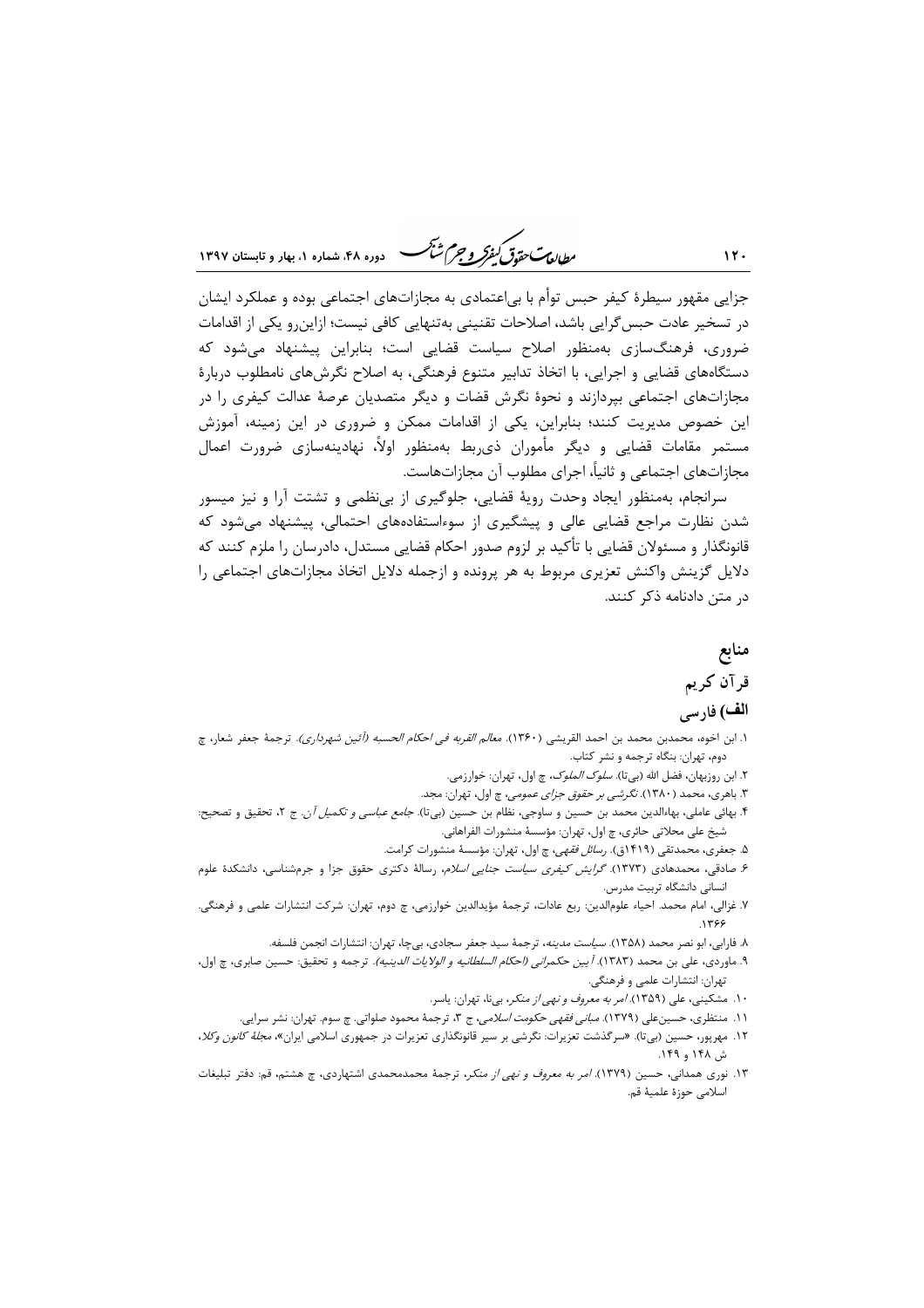جزایی مقهور سیطرهٔ کیفر حبس توأم با بی‌اعتمادی به مجازات‌های اجتماعی بوده و عملکرد ایشان در تسخیر عادت حبس‌گرایی باشد، اصلاحات تقنینی به‌تنهایی کافی نیست؛ ازاین‌رو یکی از اقدامات ضروری، فرهنگ‌سازی به‌منظور اصلاح سیاست قضایی است؛ بنابراین پیشنهاد می‌شود که دستگاه‌های قضایی و اجرایی، با اتخاذ تدابیر متنوع فرهنگی، به اصلاح نگرش‌های نامطلوب دربارهٔ مجازات‌های اجتماعی بپردازند و نحوهٔ نگرش قضات و دیگر متصدیان عرصهٔ عدالت کیفری را در این خصوص مدیریت کنند؛ بنابراین، یکی از اقدامات ممکن و ضروری در این زمینه، آموزش مستمر مقامات قضایی و دیگر مأموران ذی‌ربط به‌منظور اولاً، نهادینه‌سازی ضرورت اعمال مجازات‌های اجتماعی و ثانیاً، اجرای مطلوب آن مجازات‌هاست.

سرانجام، به‌منظور ایجاد وحدت رویهٔ قضایی، جلوگیری از بی‌نظمی و تشتت آرا و نیز میسور شدن نظارت مراجع قضایی عالی و پیشگیری از سوءاستفاده‌های احتمالی، پیشنهاد می‌شود که قانونگذار و مسئولان قضایی با تأکید بر لزوم صدور احکام قضایی مستدل، دادرسان را ملزم کنند که دلایل گزینش واکنش تعزیری مربوط به هر پرونده و ازجمله دلایل اتخاذ مجازات‌های اجتماعی را در متن دادنامه ذکر کنند.

# منابع

## قرآن کریم

### الف) فارسی

۱. ابن اخوه، محمدبن محمد بن احمد القریشی (۱۳۶۰). *معالم القربه فی احکام الحسبه (آئین شهرداری)*. ترجمهٔ جعفر شعار، چ دوم، تهران: بنگاه ترجمه و نشر کتاب.

۲. ابن روزبهان، فضل الله (بی‌تا). *سلوک الملوک*، چ اول، تهران: خوارزمی.

۳. باهری، محمد (۱۳۸۰). *نگرشی بر حقوق جزای عمومی*، چ اول، تهران: مجد.

۴. بهائی عاملی، بهاءالدین محمد بن حسین و ساوجی، نظام بن حسین (بی‌تا). *جامع عباسی و تکمیل آن*. چ ۲، تحقیق و تصحیح: شیخ علی محلاتی حائری، چ اول، تهران: مؤسسهٔ منشورات الفراهانی.

۵. جعفری، محمدتقی (۱۴۱۹ق). *رسائل فقهی*، چ اول، تهران: مؤسسهٔ منشورات کرامت.

۶. صادقی، محمدهادی (۱۳۷۳). *گرایش کیفری سیاست جنایی اسلام*، رسالهٔ دکتری حقوق جزا و جرم‌شناسی، دانشکدهٔ علوم انسانی دانشگاه تربیت مدرس.

۷. غزالی، امام محمد. احیاء علوم‌الدین: ربع عادات، ترجمهٔ مؤیدالدین خوارزمی، چ دوم، تهران: شرکت انتشارات علمی و فرهنگی. ۱۳۶۶.

۸. فارابی، ابو نصر محمد (۱۳۵۸). *سیاست مدینه*، ترجمهٔ سید جعفر سجادی، بی‌چا، تهران: انتشارات انجمن فلسفه.

۹. ماوردی، علی بن محمد (۱۳۸۳). *آیین حکمرانی (احکام السلطانیه و الولایات الدینیه)*. ترجمه و تحقیق: حسین صابری، چ اول، تهران: انتشارات علمی و فرهنگی.

۱۰. مشکینی، علی (۱۳۵۹). *امر به معروف و نهی از منکر*، بی‌نا، تهران: یاسر.

۱۱. منتظری، حسینعلی (۱۳۷۹). *مبانی فقهی حکومت اسلامی*، چ ۳، ترجمهٔ محمود صلواتی. چ سوم. تهران: نشر سرایی.

۱۲. مهرپور، حسین (بی‌تا). «سرگذشت تعزیرات: نگرشی بر سیر قانونگذاری تعزیرات در جمهوری اسلامی ایران»، *مجلهٔ کانون وکلا*، ش ۱۴۸ و ۱۴۹.

۱۳. نوری همدانی، حسین (۱۳۷۹). *امر به معروف و نهی از منکر*، ترجمهٔ محمدمحمدی اشتهاردی، چ هشتم، قم: دفتر تبلیغات اسلامی حوزهٔ علمیهٔ قم.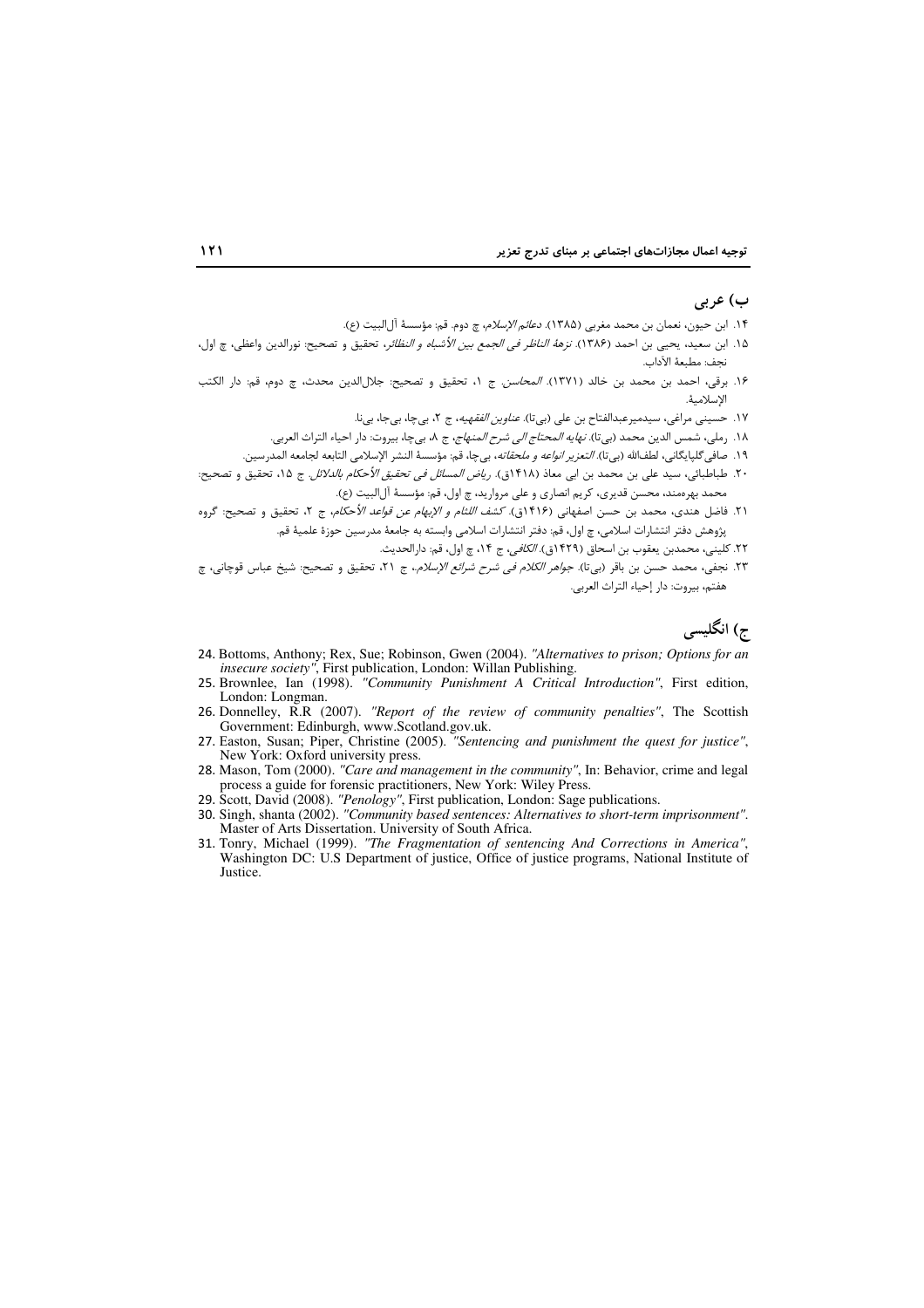## ب) عربی

۱۴. ابن حیون، نعمان بن محمد مغربی (۱۳۸۵). *دعائم الإسلام*، چ دوم. قم: مؤسسهٔ آل‌البیت (ع).

۱۵. ابن سعید، یحیی بن احمد (۱۳۸۶). *نزهة الناظر فی الجمع بین الأشباه و النظائر*، تحقیق و تصحیح: نورالدین واعظی، چ اول، نجف: مطبعة الآداب.

۱۶. برقی، احمد بن محمد بن خالد (۱۳۷۱). *المحاسن*. ج ۱، تحقیق و تصحیح: جلال‌الدین محدث، چ دوم، قم: دار الکتب الإسلامیة.

۱۷. حسینی مراغی، سیدمیرعبدالفتاح بن علی (بی‌تا). *عناوین الفقهیه*، ج ۲، بی‌جا، بی‌جا، بی‌نا.

۱۸. رملی، شمس الدین محمد (بی‌تا). *نهایه المحتاج الی شرح المنهاج*، ج ۸، بی‌چا، بیروت: دار احیاء التراث العربی.

۱۹. صافی گلپایگانی، لطف‌الله (بی‌تا). *التعزیر انواعه و ملحقاته*، بی‌چا، قم: مؤسسة النشر الإسلامی التابعه لجامعه المدرسین.

۲۰. طباطبائی، سید علی بن محمد بن ابی معاذ (۱۴۱۸ق). *ریاض المسائل فی تحقیق الأحکام بالدلائل*. ج ۱۵، تحقیق و تصحیح: محمد بهره‌مند، محسن قدیری، کریم انصاری و علی مروارید، چ اول، قم: مؤسسهٔ آل‌البیت (ع).

۲۱. فاضل هندی، محمد بن حسن اصفهانی (۱۴۱۶ق). *کشف اللثام و الإبهام عن قواعد الأحکام*، ج ۲، تحقیق و تصحیح: گروه پژوهش دفتر انتشارات اسلامی، چ اول، قم: دفتر انتشارات اسلامی وابسته به جامعهٔ مدرسین حوزهٔ علمیهٔ قم.

۲۲. کلینی، محمدبن یعقوب بن اسحاق (۱۴۲۹ق). *الکافی*، ج ۱۴، چ اول، قم: دارالحدیث.

۲۳. نجفی، محمد حسن بن باقر (بی‌تا). *جواهر الکلام فی شرح شرائع الإسلام*، ج ۲۱، تحقیق و تصحیح: شیخ عباس قوچانی، چ هفتم، بیروت: دار إحیاء التراث العربی.

## ج) انگلیسی

24. Bottoms, Anthony; Rex, Sue; Robinson, Gwen (2004). *"Alternatives to prison; Options for an insecure society"*, First publication, London: Willan Publishing.
25. Brownlee, Ian (1998). *"Community Punishment A Critical Introduction"*, First edition, London: Longman.
26. Donnelley, R.R (2007). *"Report of the review of community penalties"*, The Scottish Government: Edinburgh, www.Scotland.gov.uk.
27. Easton, Susan; Piper, Christine (2005). *"Sentencing and punishment the quest for justice"*, New York: Oxford university press.
28. Mason, Tom (2000). *"Care and management in the community"*, In: Behavior, crime and legal process a guide for forensic practitioners, New York: Wiley Press.
29. Scott, David (2008). *"Penology"*, First publication, London: Sage publications.
30. Singh, shanta (2002). *"Community based sentences: Alternatives to short-term imprisonment"*. Master of Arts Dissertation. University of South Africa.
31. Tonry, Michael (1999). *"The Fragmentation of sentencing And Corrections in America"*, Washington DC: U.S Department of justice, Office of justice programs, National Institute of Justice.